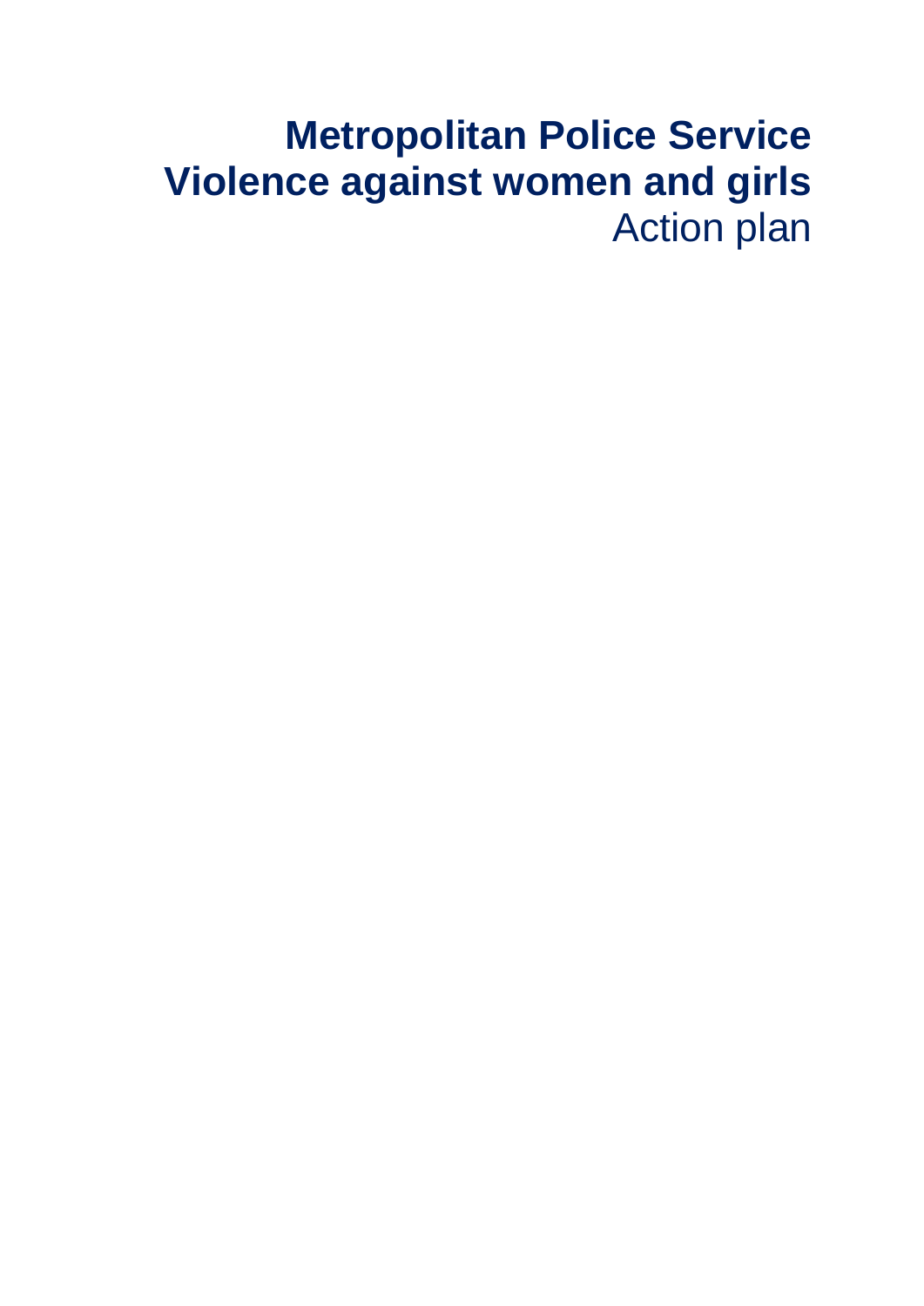# Metropolitan Police Service
# Violence against women and girls
## Action plan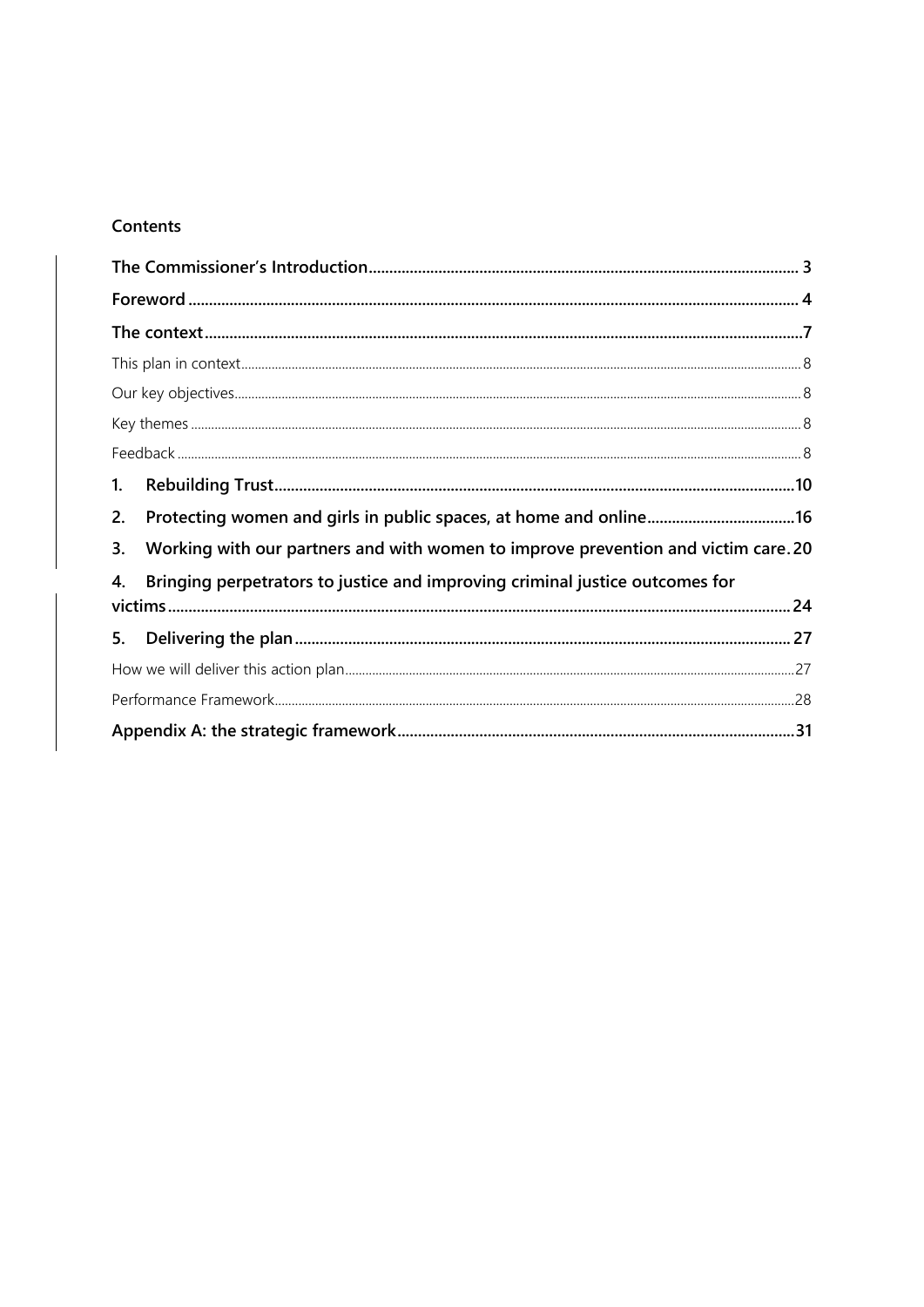**Contents**

The Commissioner's Introduction ........................................................................ 3

Foreword ........................................................................ 4

The context ........................................................................ 7

- This plan in context ........................................................................ 8
- Our key objectives ........................................................................ 8
- Key themes ........................................................................ 8
- Feedback ........................................................................ 8

1. Rebuilding Trust ........................................................................ 10
2. Protecting women and girls in public spaces, at home and online ........................................................................ 16
3. Working with our partners and with women to improve prevention and victim care. 20
4. Bringing perpetrators to justice and improving criminal justice outcomes for victims ........................................................................ 24
5. Delivering the plan ........................................................................ 27
   - How we will deliver this action plan ........................................................................ 27
   - Performance Framework ........................................................................ 28

Appendix A: the strategic framework ........................................................................ 31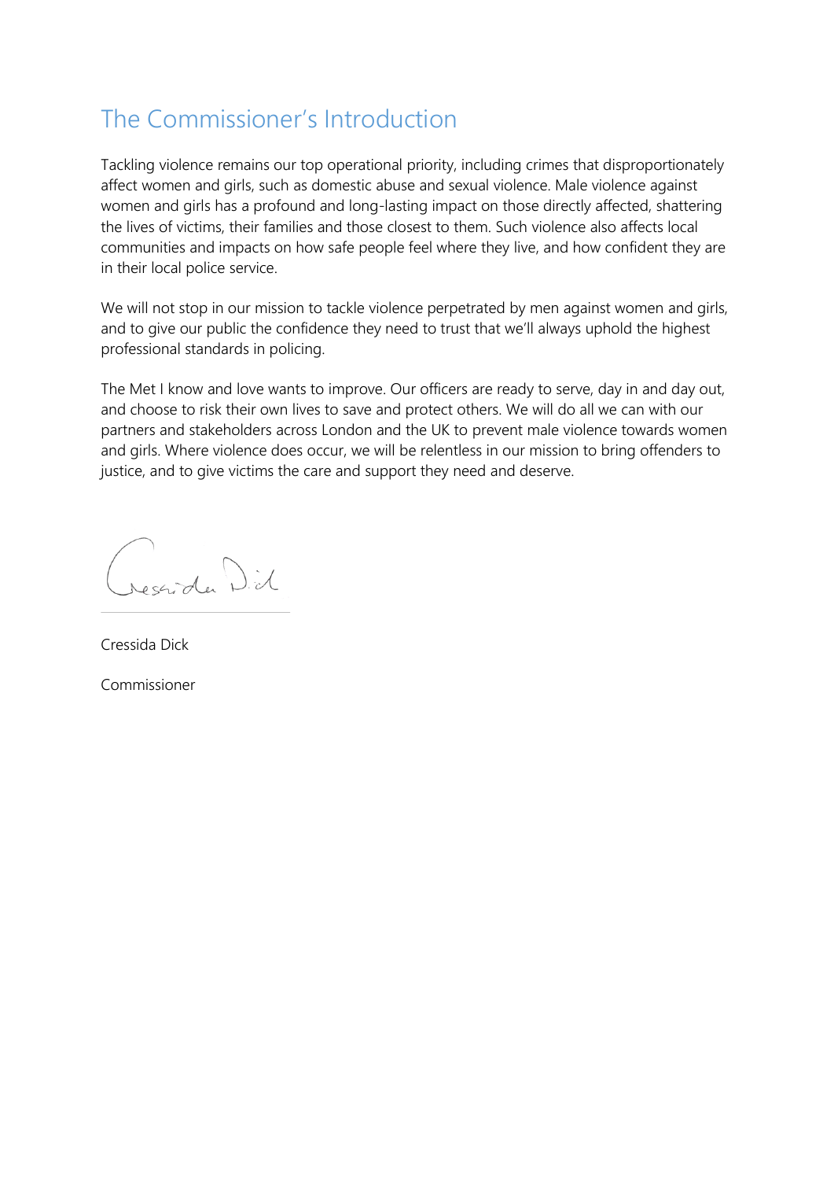## The Commissioner's Introduction

Tackling violence remains our top operational priority, including crimes that disproportionately affect women and girls, such as domestic abuse and sexual violence. Male violence against women and girls has a profound and long-lasting impact on those directly affected, shattering the lives of victims, their families and those closest to them. Such violence also affects local communities and impacts on how safe people feel where they live, and how confident they are in their local police service.

We will not stop in our mission to tackle violence perpetrated by men against women and girls, and to give our public the confidence they need to trust that we'll always uphold the highest professional standards in policing.

The Met I know and love wants to improve. Our officers are ready to serve, day in and day out, and choose to risk their own lives to save and protect others. We will do all we can with our partners and stakeholders across London and the UK to prevent male violence towards women and girls. Where violence does occur, we will be relentless in our mission to bring offenders to justice, and to give victims the care and support they need and deserve.

Cressida Dick

Commissioner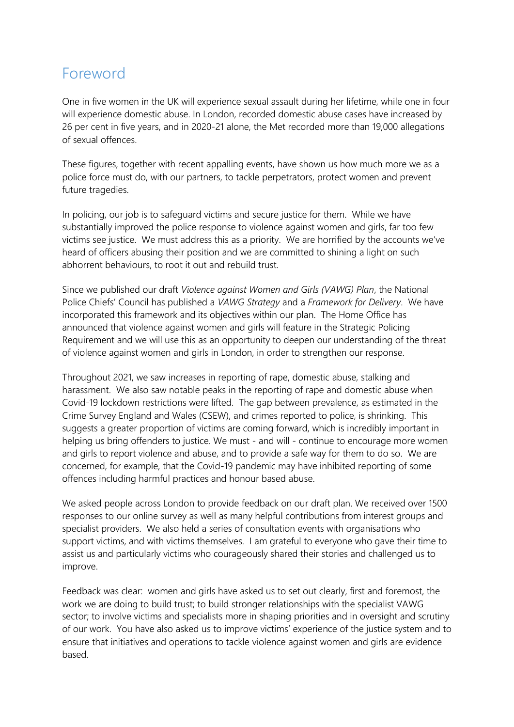# Foreword

One in five women in the UK will experience sexual assault during her lifetime, while one in four will experience domestic abuse. In London, recorded domestic abuse cases have increased by 26 per cent in five years, and in 2020-21 alone, the Met recorded more than 19,000 allegations of sexual offences.

These figures, together with recent appalling events, have shown us how much more we as a police force must do, with our partners, to tackle perpetrators, protect women and prevent future tragedies.

In policing, our job is to safeguard victims and secure justice for them. While we have substantially improved the police response to violence against women and girls, far too few victims see justice. We must address this as a priority. We are horrified by the accounts we've heard of officers abusing their position and we are committed to shining a light on such abhorrent behaviours, to root it out and rebuild trust.

Since we published our draft *Violence against Women and Girls (VAWG) Plan*, the National Police Chiefs' Council has published a *VAWG Strategy* and a *Framework for Delivery*. We have incorporated this framework and its objectives within our plan. The Home Office has announced that violence against women and girls will feature in the Strategic Policing Requirement and we will use this as an opportunity to deepen our understanding of the threat of violence against women and girls in London, in order to strengthen our response.

Throughout 2021, we saw increases in reporting of rape, domestic abuse, stalking and harassment. We also saw notable peaks in the reporting of rape and domestic abuse when Covid-19 lockdown restrictions were lifted. The gap between prevalence, as estimated in the Crime Survey England and Wales (CSEW), and crimes reported to police, is shrinking. This suggests a greater proportion of victims are coming forward, which is incredibly important in helping us bring offenders to justice. We must - and will - continue to encourage more women and girls to report violence and abuse, and to provide a safe way for them to do so. We are concerned, for example, that the Covid-19 pandemic may have inhibited reporting of some offences including harmful practices and honour based abuse.

We asked people across London to provide feedback on our draft plan. We received over 1500 responses to our online survey as well as many helpful contributions from interest groups and specialist providers. We also held a series of consultation events with organisations who support victims, and with victims themselves. I am grateful to everyone who gave their time to assist us and particularly victims who courageously shared their stories and challenged us to improve.

Feedback was clear: women and girls have asked us to set out clearly, first and foremost, the work we are doing to build trust; to build stronger relationships with the specialist VAWG sector; to involve victims and specialists more in shaping priorities and in oversight and scrutiny of our work. You have also asked us to improve victims' experience of the justice system and to ensure that initiatives and operations to tackle violence against women and girls are evidence based.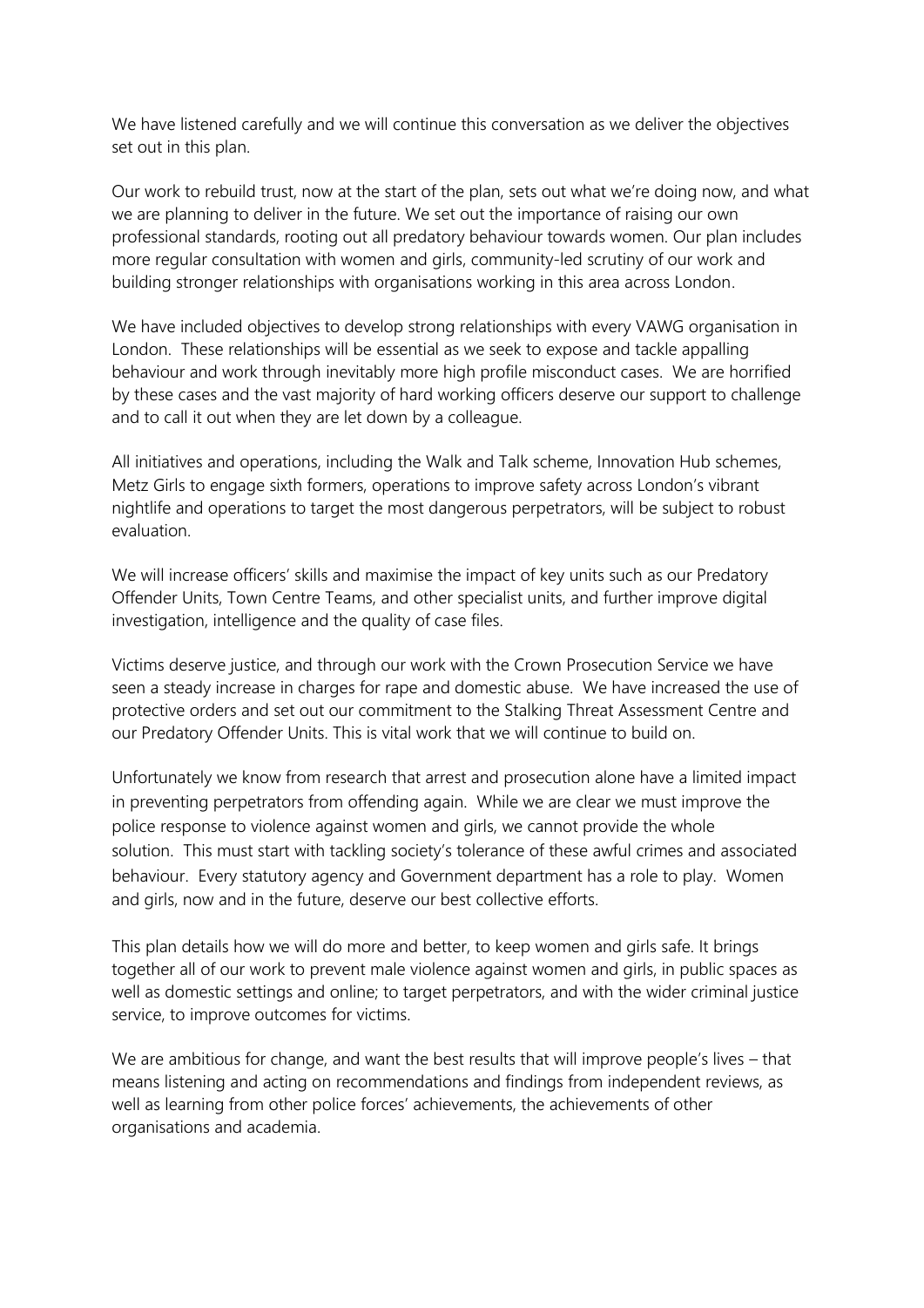We have listened carefully and we will continue this conversation as we deliver the objectives set out in this plan.

Our work to rebuild trust, now at the start of the plan, sets out what we're doing now, and what we are planning to deliver in the future. We set out the importance of raising our own professional standards, rooting out all predatory behaviour towards women. Our plan includes more regular consultation with women and girls, community-led scrutiny of our work and building stronger relationships with organisations working in this area across London.

We have included objectives to develop strong relationships with every VAWG organisation in London. These relationships will be essential as we seek to expose and tackle appalling behaviour and work through inevitably more high profile misconduct cases. We are horrified by these cases and the vast majority of hard working officers deserve our support to challenge and to call it out when they are let down by a colleague.

All initiatives and operations, including the Walk and Talk scheme, Innovation Hub schemes, Metz Girls to engage sixth formers, operations to improve safety across London's vibrant nightlife and operations to target the most dangerous perpetrators, will be subject to robust evaluation.

We will increase officers' skills and maximise the impact of key units such as our Predatory Offender Units, Town Centre Teams, and other specialist units, and further improve digital investigation, intelligence and the quality of case files.

Victims deserve justice, and through our work with the Crown Prosecution Service we have seen a steady increase in charges for rape and domestic abuse. We have increased the use of protective orders and set out our commitment to the Stalking Threat Assessment Centre and our Predatory Offender Units. This is vital work that we will continue to build on.

Unfortunately we know from research that arrest and prosecution alone have a limited impact in preventing perpetrators from offending again. While we are clear we must improve the police response to violence against women and girls, we cannot provide the whole solution. This must start with tackling society's tolerance of these awful crimes and associated behaviour. Every statutory agency and Government department has a role to play. Women and girls, now and in the future, deserve our best collective efforts.

This plan details how we will do more and better, to keep women and girls safe. It brings together all of our work to prevent male violence against women and girls, in public spaces as well as domestic settings and online; to target perpetrators, and with the wider criminal justice service, to improve outcomes for victims.

We are ambitious for change, and want the best results that will improve people's lives – that means listening and acting on recommendations and findings from independent reviews, as well as learning from other police forces' achievements, the achievements of other organisations and academia.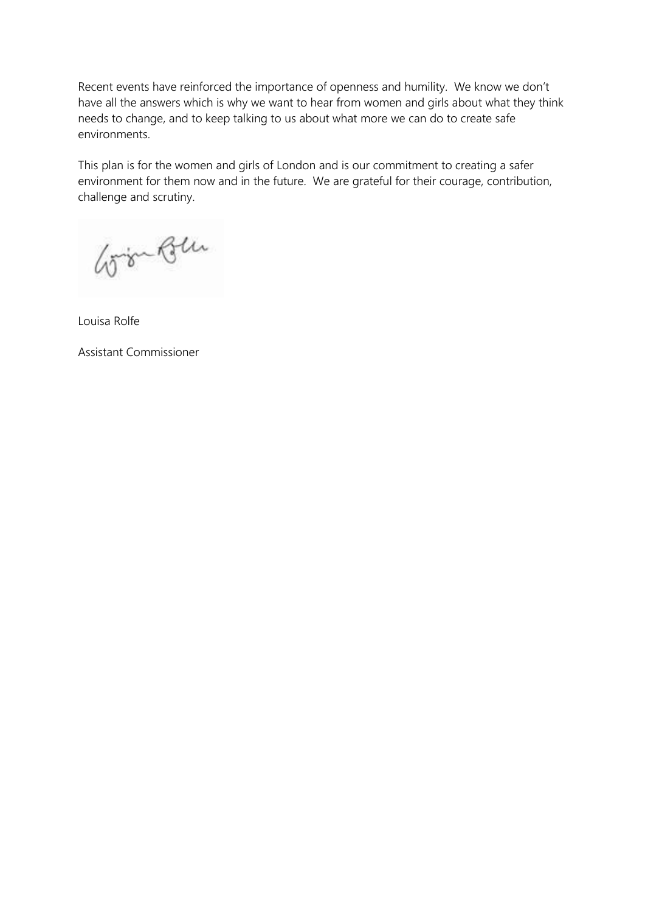Recent events have reinforced the importance of openness and humility. We know we don't have all the answers which is why we want to hear from women and girls about what they think needs to change, and to keep talking to us about what more we can do to create safe environments.

This plan is for the women and girls of London and is our commitment to creating a safer environment for them now and in the future. We are grateful for their courage, contribution, challenge and scrutiny.

Louisa Rolfe

Assistant Commissioner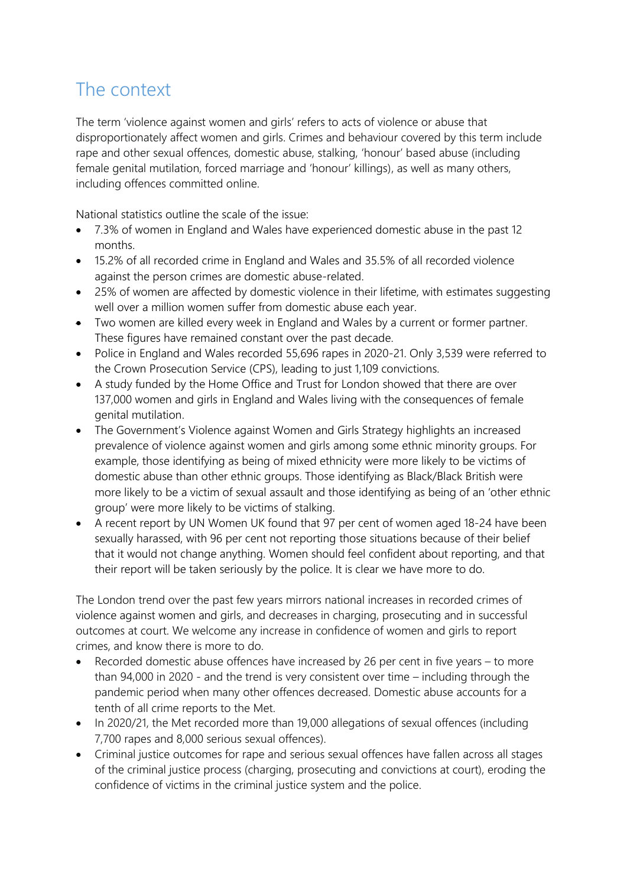## The context

The term 'violence against women and girls' refers to acts of violence or abuse that disproportionately affect women and girls. Crimes and behaviour covered by this term include rape and other sexual offences, domestic abuse, stalking, 'honour' based abuse (including female genital mutilation, forced marriage and 'honour' killings), as well as many others, including offences committed online.

National statistics outline the scale of the issue:

- 7.3% of women in England and Wales have experienced domestic abuse in the past 12 months.
- 15.2% of all recorded crime in England and Wales and 35.5% of all recorded violence against the person crimes are domestic abuse-related.
- 25% of women are affected by domestic violence in their lifetime, with estimates suggesting well over a million women suffer from domestic abuse each year.
- Two women are killed every week in England and Wales by a current or former partner. These figures have remained constant over the past decade.
- Police in England and Wales recorded 55,696 rapes in 2020-21. Only 3,539 were referred to the Crown Prosecution Service (CPS), leading to just 1,109 convictions.
- A study funded by the Home Office and Trust for London showed that there are over 137,000 women and girls in England and Wales living with the consequences of female genital mutilation.
- The Government's Violence against Women and Girls Strategy highlights an increased prevalence of violence against women and girls among some ethnic minority groups. For example, those identifying as being of mixed ethnicity were more likely to be victims of domestic abuse than other ethnic groups. Those identifying as Black/Black British were more likely to be a victim of sexual assault and those identifying as being of an 'other ethnic group' were more likely to be victims of stalking.
- A recent report by UN Women UK found that 97 per cent of women aged 18-24 have been sexually harassed, with 96 per cent not reporting those situations because of their belief that it would not change anything. Women should feel confident about reporting, and that their report will be taken seriously by the police. It is clear we have more to do.

The London trend over the past few years mirrors national increases in recorded crimes of violence against women and girls, and decreases in charging, prosecuting and in successful outcomes at court. We welcome any increase in confidence of women and girls to report crimes, and know there is more to do.

- Recorded domestic abuse offences have increased by 26 per cent in five years – to more than 94,000 in 2020 - and the trend is very consistent over time – including through the pandemic period when many other offences decreased. Domestic abuse accounts for a tenth of all crime reports to the Met.
- In 2020/21, the Met recorded more than 19,000 allegations of sexual offences (including 7,700 rapes and 8,000 serious sexual offences).
- Criminal justice outcomes for rape and serious sexual offences have fallen across all stages of the criminal justice process (charging, prosecuting and convictions at court), eroding the confidence of victims in the criminal justice system and the police.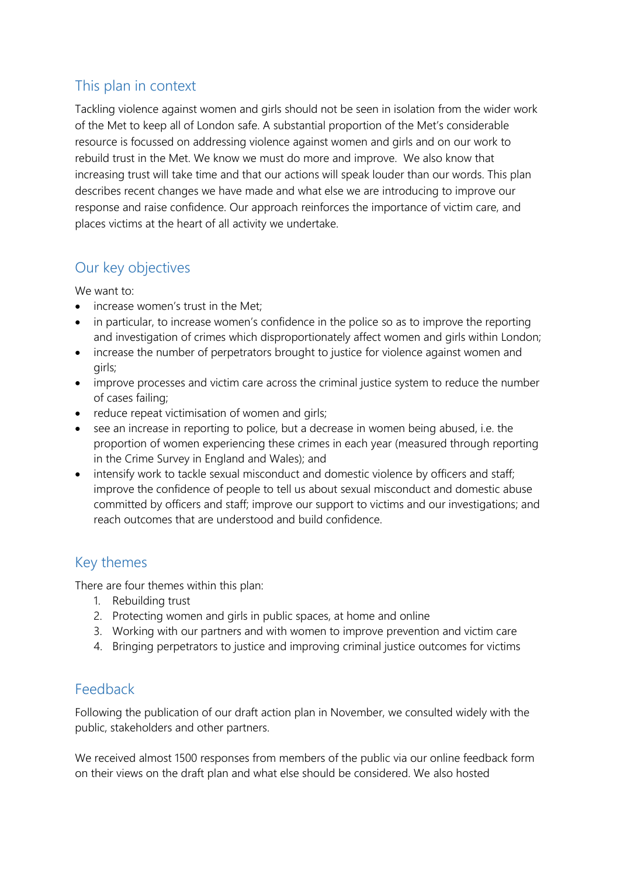## This plan in context

Tackling violence against women and girls should not be seen in isolation from the wider work of the Met to keep all of London safe. A substantial proportion of the Met's considerable resource is focussed on addressing violence against women and girls and on our work to rebuild trust in the Met. We know we must do more and improve. We also know that increasing trust will take time and that our actions will speak louder than our words. This plan describes recent changes we have made and what else we are introducing to improve our response and raise confidence. Our approach reinforces the importance of victim care, and places victims at the heart of all activity we undertake.

## Our key objectives

We want to:

- increase women's trust in the Met;
- in particular, to increase women's confidence in the police so as to improve the reporting and investigation of crimes which disproportionately affect women and girls within London;
- increase the number of perpetrators brought to justice for violence against women and girls;
- improve processes and victim care across the criminal justice system to reduce the number of cases failing;
- reduce repeat victimisation of women and girls;
- see an increase in reporting to police, but a decrease in women being abused, i.e. the proportion of women experiencing these crimes in each year (measured through reporting in the Crime Survey in England and Wales); and
- intensify work to tackle sexual misconduct and domestic violence by officers and staff; improve the confidence of people to tell us about sexual misconduct and domestic abuse committed by officers and staff; improve our support to victims and our investigations; and reach outcomes that are understood and build confidence.

## Key themes

There are four themes within this plan:

1. Rebuilding trust
2. Protecting women and girls in public spaces, at home and online
3. Working with our partners and with women to improve prevention and victim care
4. Bringing perpetrators to justice and improving criminal justice outcomes for victims

## Feedback

Following the publication of our draft action plan in November, we consulted widely with the public, stakeholders and other partners.

We received almost 1500 responses from members of the public via our online feedback form on their views on the draft plan and what else should be considered. We also hosted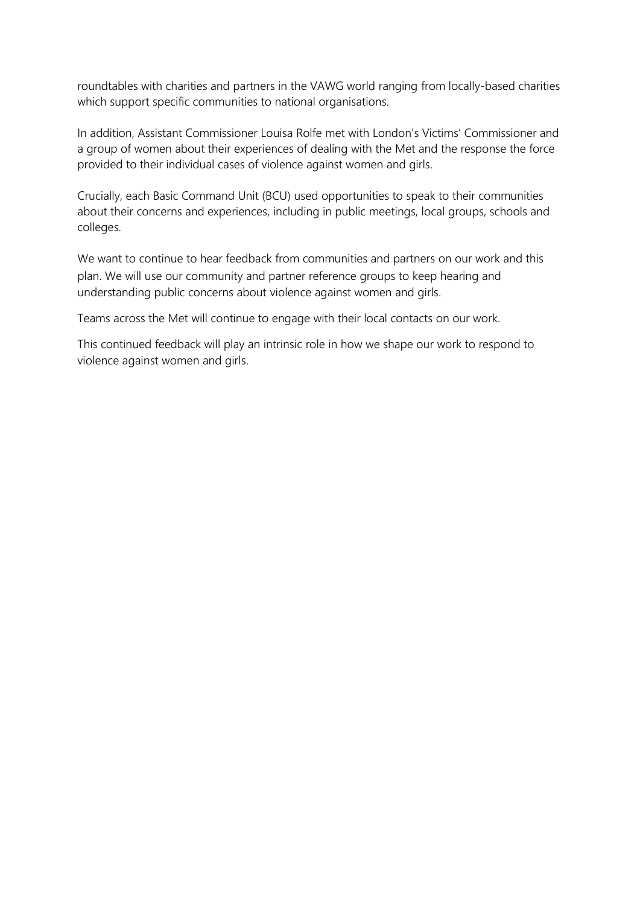roundtables with charities and partners in the VAWG world ranging from locally-based charities which support specific communities to national organisations.

In addition, Assistant Commissioner Louisa Rolfe met with London's Victims' Commissioner and a group of women about their experiences of dealing with the Met and the response the force provided to their individual cases of violence against women and girls.

Crucially, each Basic Command Unit (BCU) used opportunities to speak to their communities about their concerns and experiences, including in public meetings, local groups, schools and colleges.

We want to continue to hear feedback from communities and partners on our work and this plan. We will use our community and partner reference groups to keep hearing and understanding public concerns about violence against women and girls.

Teams across the Met will continue to engage with their local contacts on our work.

This continued feedback will play an intrinsic role in how we shape our work to respond to violence against women and girls.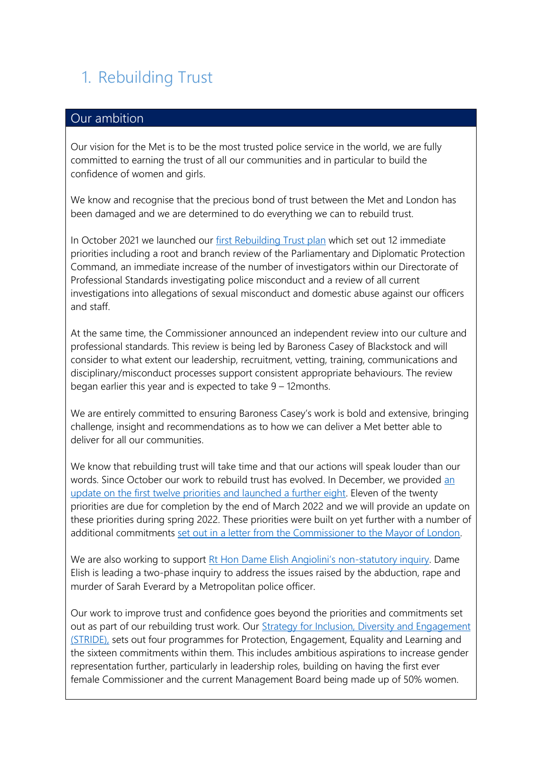# 1. Rebuilding Trust

## Our ambition

Our vision for the Met is to be the most trusted police service in the world, we are fully committed to earning the trust of all our communities and in particular to build the confidence of women and girls.

We know and recognise that the precious bond of trust between the Met and London has been damaged and we are determined to do everything we can to rebuild trust.

In October 2021 we launched our first Rebuilding Trust plan which set out 12 immediate priorities including a root and branch review of the Parliamentary and Diplomatic Protection Command, an immediate increase of the number of investigators within our Directorate of Professional Standards investigating police misconduct and a review of all current investigations into allegations of sexual misconduct and domestic abuse against our officers and staff.

At the same time, the Commissioner announced an independent review into our culture and professional standards. This review is being led by Baroness Casey of Blackstock and will consider to what extent our leadership, recruitment, vetting, training, communications and disciplinary/misconduct processes support consistent appropriate behaviours. The review began earlier this year and is expected to take 9 – 12months.

We are entirely committed to ensuring Baroness Casey's work is bold and extensive, bringing challenge, insight and recommendations as to how we can deliver a Met better able to deliver for all our communities.

We know that rebuilding trust will take time and that our actions will speak louder than our words. Since October our work to rebuild trust has evolved. In December, we provided an update on the first twelve priorities and launched a further eight. Eleven of the twenty priorities are due for completion by the end of March 2022 and we will provide an update on these priorities during spring 2022. These priorities were built on yet further with a number of additional commitments set out in a letter from the Commissioner to the Mayor of London.

We are also working to support Rt Hon Dame Elish Angiolini's non-statutory inquiry. Dame Elish is leading a two-phase inquiry to address the issues raised by the abduction, rape and murder of Sarah Everard by a Metropolitan police officer.

Our work to improve trust and confidence goes beyond the priorities and commitments set out as part of our rebuilding trust work. Our Strategy for Inclusion, Diversity and Engagement (STRIDE), sets out four programmes for Protection, Engagement, Equality and Learning and the sixteen commitments within them. This includes ambitious aspirations to increase gender representation further, particularly in leadership roles, building on having the first ever female Commissioner and the current Management Board being made up of 50% women.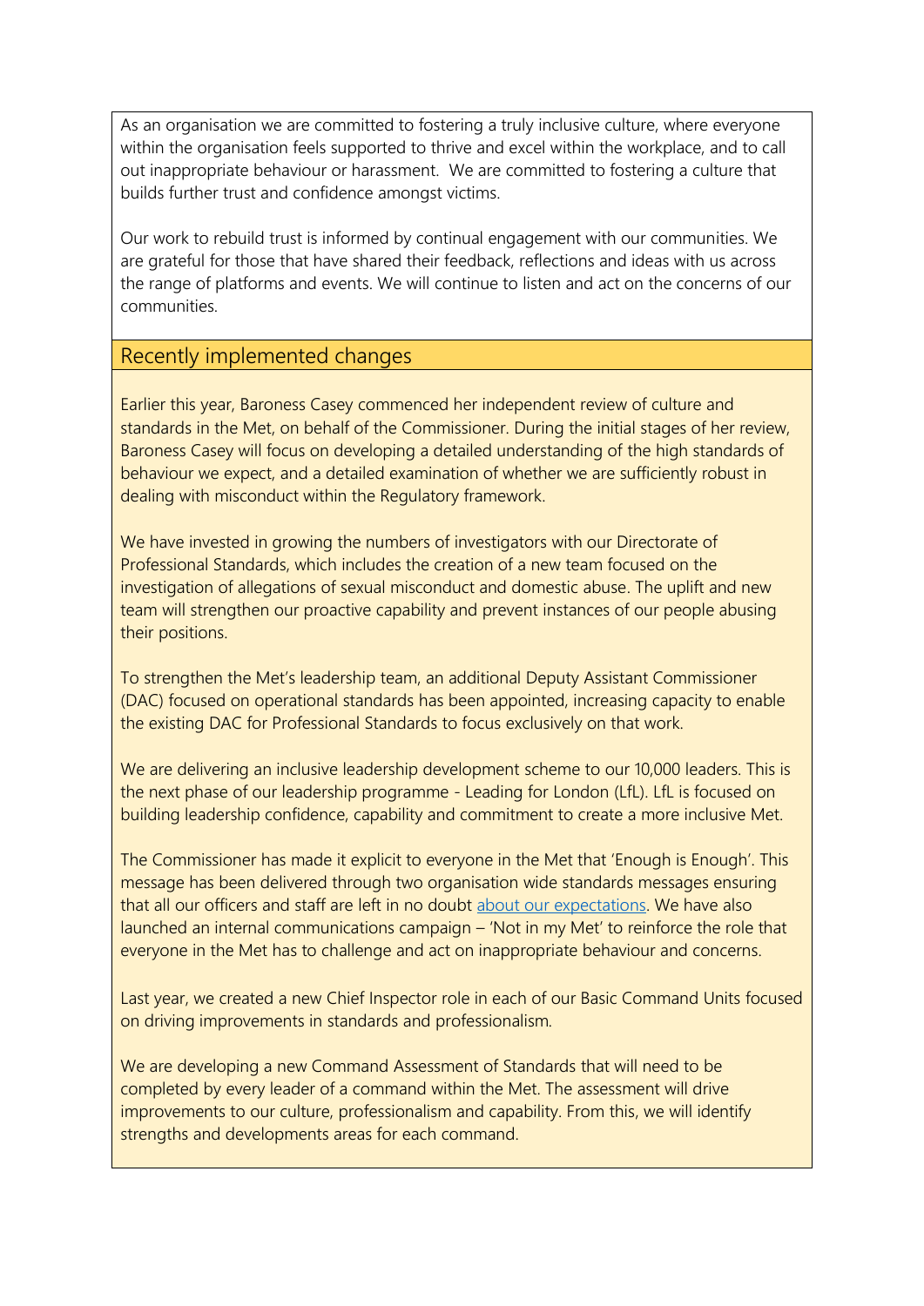As an organisation we are committed to fostering a truly inclusive culture, where everyone within the organisation feels supported to thrive and excel within the workplace, and to call out inappropriate behaviour or harassment. We are committed to fostering a culture that builds further trust and confidence amongst victims.

Our work to rebuild trust is informed by continual engagement with our communities. We are grateful for those that have shared their feedback, reflections and ideas with us across the range of platforms and events. We will continue to listen and act on the concerns of our communities.

## Recently implemented changes

Earlier this year, Baroness Casey commenced her independent review of culture and standards in the Met, on behalf of the Commissioner. During the initial stages of her review, Baroness Casey will focus on developing a detailed understanding of the high standards of behaviour we expect, and a detailed examination of whether we are sufficiently robust in dealing with misconduct within the Regulatory framework.

We have invested in growing the numbers of investigators with our Directorate of Professional Standards, which includes the creation of a new team focused on the investigation of allegations of sexual misconduct and domestic abuse. The uplift and new team will strengthen our proactive capability and prevent instances of our people abusing their positions.

To strengthen the Met's leadership team, an additional Deputy Assistant Commissioner (DAC) focused on operational standards has been appointed, increasing capacity to enable the existing DAC for Professional Standards to focus exclusively on that work.

We are delivering an inclusive leadership development scheme to our 10,000 leaders. This is the next phase of our leadership programme - Leading for London (LfL). LfL is focused on building leadership confidence, capability and commitment to create a more inclusive Met.

The Commissioner has made it explicit to everyone in the Met that 'Enough is Enough'. This message has been delivered through two organisation wide standards messages ensuring that all our officers and staff are left in no doubt [about our expectations](). We have also launched an internal communications campaign – 'Not in my Met' to reinforce the role that everyone in the Met has to challenge and act on inappropriate behaviour and concerns.

Last year, we created a new Chief Inspector role in each of our Basic Command Units focused on driving improvements in standards and professionalism.

We are developing a new Command Assessment of Standards that will need to be completed by every leader of a command within the Met. The assessment will drive improvements to our culture, professionalism and capability. From this, we will identify strengths and developments areas for each command.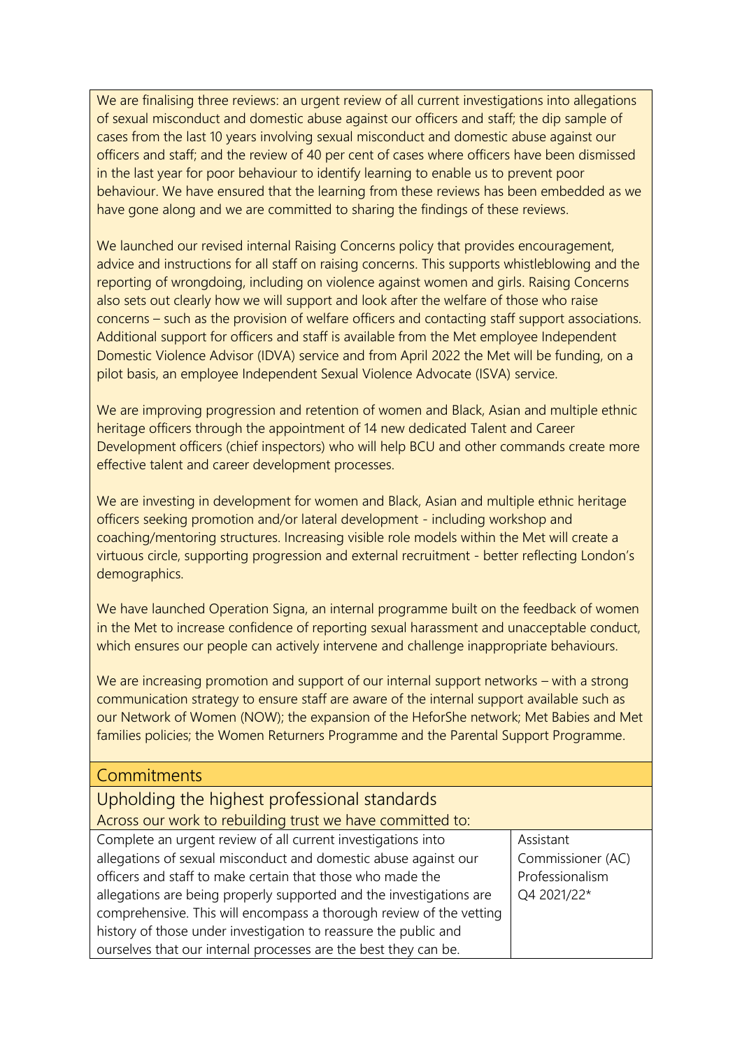We are finalising three reviews: an urgent review of all current investigations into allegations of sexual misconduct and domestic abuse against our officers and staff; the dip sample of cases from the last 10 years involving sexual misconduct and domestic abuse against our officers and staff; and the review of 40 per cent of cases where officers have been dismissed in the last year for poor behaviour to identify learning to enable us to prevent poor behaviour. We have ensured that the learning from these reviews has been embedded as we have gone along and we are committed to sharing the findings of these reviews.

We launched our revised internal Raising Concerns policy that provides encouragement, advice and instructions for all staff on raising concerns. This supports whistleblowing and the reporting of wrongdoing, including on violence against women and girls. Raising Concerns also sets out clearly how we will support and look after the welfare of those who raise concerns – such as the provision of welfare officers and contacting staff support associations. Additional support for officers and staff is available from the Met employee Independent Domestic Violence Advisor (IDVA) service and from April 2022 the Met will be funding, on a pilot basis, an employee Independent Sexual Violence Advocate (ISVA) service.

We are improving progression and retention of women and Black, Asian and multiple ethnic heritage officers through the appointment of 14 new dedicated Talent and Career Development officers (chief inspectors) who will help BCU and other commands create more effective talent and career development processes.

We are investing in development for women and Black, Asian and multiple ethnic heritage officers seeking promotion and/or lateral development - including workshop and coaching/mentoring structures. Increasing visible role models within the Met will create a virtuous circle, supporting progression and external recruitment - better reflecting London's demographics.

We have launched Operation Signa, an internal programme built on the feedback of women in the Met to increase confidence of reporting sexual harassment and unacceptable conduct, which ensures our people can actively intervene and challenge inappropriate behaviours.

We are increasing promotion and support of our internal support networks – with a strong communication strategy to ensure staff are aware of the internal support available such as our Network of Women (NOW); the expansion of the HeforShe network; Met Babies and Met families policies; the Women Returners Programme and the Parental Support Programme.

## Commitments

### Upholding the highest professional standards

Across our work to rebuilding trust we have committed to:

| | |
|---|---|
| Complete an urgent review of all current investigations into allegations of sexual misconduct and domestic abuse against our officers and staff to make certain that those who made the allegations are being properly supported and the investigations are comprehensive. This will encompass a thorough review of the vetting history of those under investigation to reassure the public and ourselves that our internal processes are the best they can be. | Assistant Commissioner (AC) Professionalism Q4 2021/22* |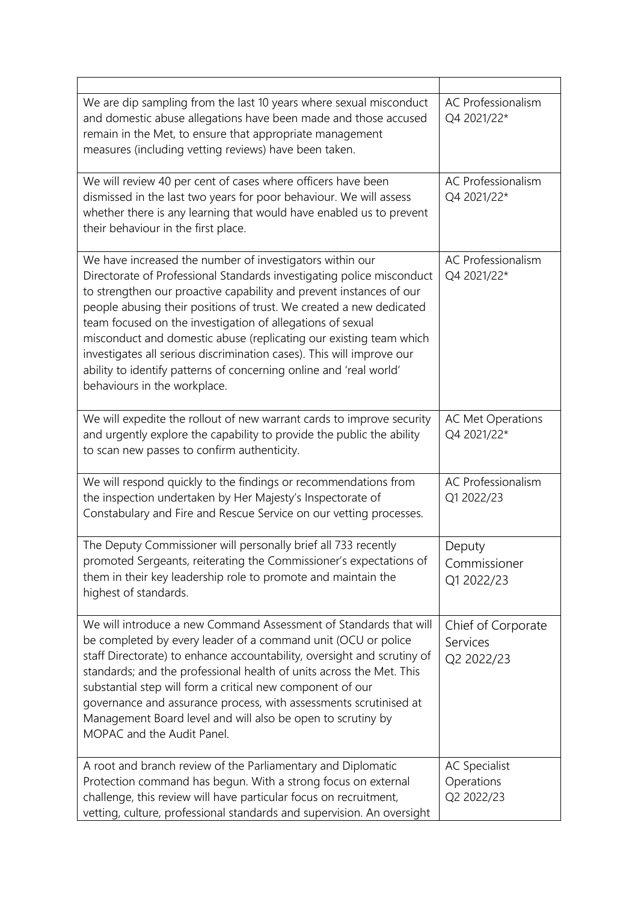| | |
|---|---|
| We are dip sampling from the last 10 years where sexual misconduct and domestic abuse allegations have been made and those accused remain in the Met, to ensure that appropriate management measures (including vetting reviews) have been taken. | AC Professionalism Q4 2021/22* |
| We will review 40 per cent of cases where officers have been dismissed in the last two years for poor behaviour. We will assess whether there is any learning that would have enabled us to prevent their behaviour in the first place. | AC Professionalism Q4 2021/22* |
| We have increased the number of investigators within our Directorate of Professional Standards investigating police misconduct to strengthen our proactive capability and prevent instances of our people abusing their positions of trust. We created a new dedicated team focused on the investigation of allegations of sexual misconduct and domestic abuse (replicating our existing team which investigates all serious discrimination cases). This will improve our ability to identify patterns of concerning online and 'real world' behaviours in the workplace. | AC Professionalism Q4 2021/22* |
| We will expedite the rollout of new warrant cards to improve security and urgently explore the capability to provide the public the ability to scan new passes to confirm authenticity. | AC Met Operations Q4 2021/22* |
| We will respond quickly to the findings or recommendations from the inspection undertaken by Her Majesty's Inspectorate of Constabulary and Fire and Rescue Service on our vetting processes. | AC Professionalism Q1 2022/23 |
| The Deputy Commissioner will personally brief all 733 recently promoted Sergeants, reiterating the Commissioner's expectations of them in their key leadership role to promote and maintain the highest of standards. | Deputy Commissioner Q1 2022/23 |
| We will introduce a new Command Assessment of Standards that will be completed by every leader of a command unit (OCU or police staff Directorate) to enhance accountability, oversight and scrutiny of standards; and the professional health of units across the Met. This substantial step will form a critical new component of our governance and assurance process, with assessments scrutinised at Management Board level and will also be open to scrutiny by MOPAC and the Audit Panel. | Chief of Corporate Services Q2 2022/23 |
| A root and branch review of the Parliamentary and Diplomatic Protection command has begun. With a strong focus on external challenge, this review will have particular focus on recruitment, vetting, culture, professional standards and supervision. An oversight | AC Specialist Operations Q2 2022/23 |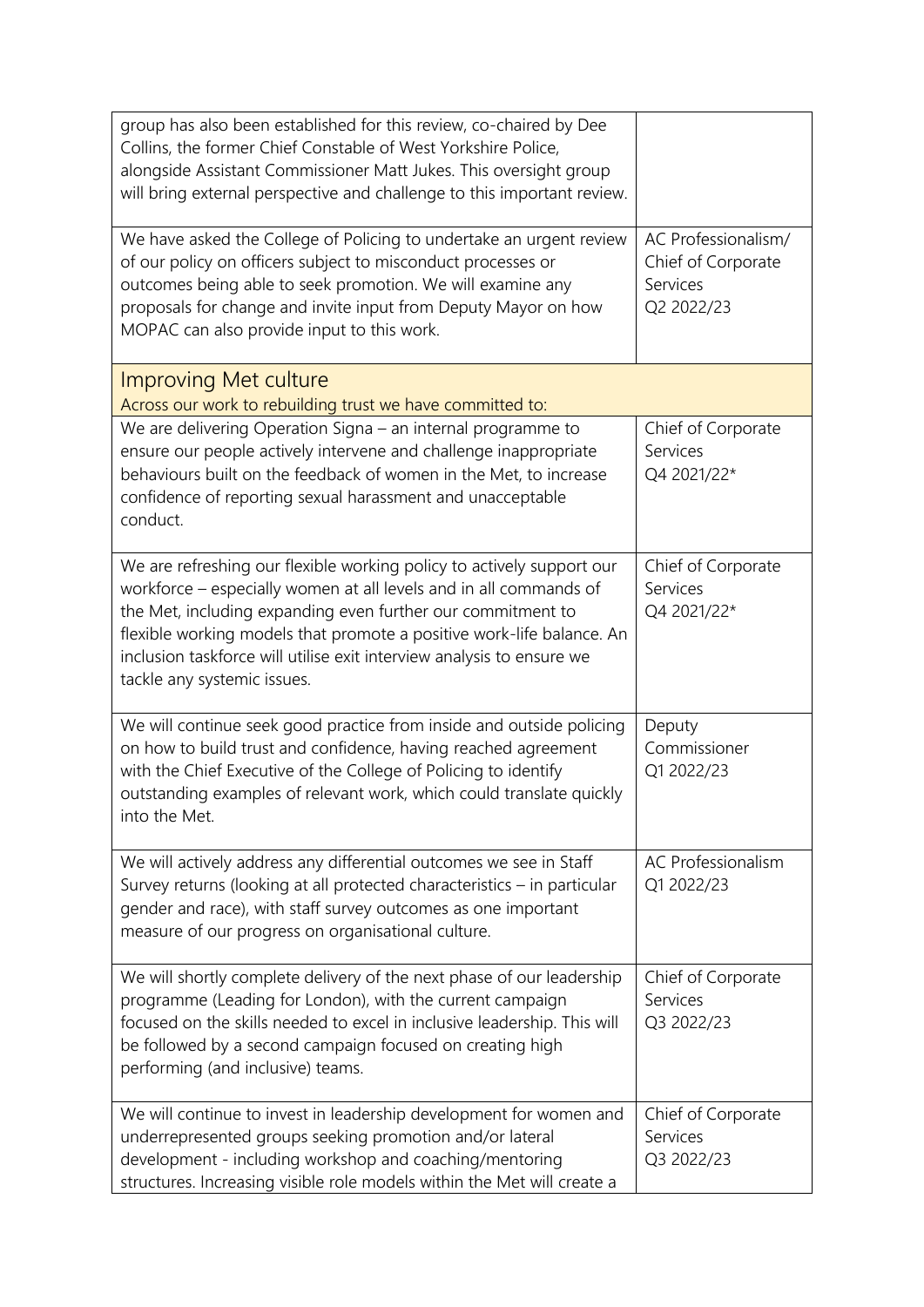| | |
|---|---|
| group has also been established for this review, co-chaired by Dee Collins, the former Chief Constable of West Yorkshire Police, alongside Assistant Commissioner Matt Jukes. This oversight group will bring external perspective and challenge to this important review. | |
| We have asked the College of Policing to undertake an urgent review of our policy on officers subject to misconduct processes or outcomes being able to seek promotion. We will examine any proposals for change and invite input from Deputy Mayor on how MOPAC can also provide input to this work. | AC Professionalism/ Chief of Corporate Services Q2 2022/23 |
| **Improving Met culture** Across our work to rebuilding trust we have committed to: | |
| We are delivering Operation Signa – an internal programme to ensure our people actively intervene and challenge inappropriate behaviours built on the feedback of women in the Met, to increase confidence of reporting sexual harassment and unacceptable conduct. | Chief of Corporate Services Q4 2021/22* |
| We are refreshing our flexible working policy to actively support our workforce – especially women at all levels and in all commands of the Met, including expanding even further our commitment to flexible working models that promote a positive work-life balance. An inclusion taskforce will utilise exit interview analysis to ensure we tackle any systemic issues. | Chief of Corporate Services Q4 2021/22* |
| We will continue seek good practice from inside and outside policing on how to build trust and confidence, having reached agreement with the Chief Executive of the College of Policing to identify outstanding examples of relevant work, which could translate quickly into the Met. | Deputy Commissioner Q1 2022/23 |
| We will actively address any differential outcomes we see in Staff Survey returns (looking at all protected characteristics – in particular gender and race), with staff survey outcomes as one important measure of our progress on organisational culture. | AC Professionalism Q1 2022/23 |
| We will shortly complete delivery of the next phase of our leadership programme (Leading for London), with the current campaign focused on the skills needed to excel in inclusive leadership. This will be followed by a second campaign focused on creating high performing (and inclusive) teams. | Chief of Corporate Services Q3 2022/23 |
| We will continue to invest in leadership development for women and underrepresented groups seeking promotion and/or lateral development - including workshop and coaching/mentoring structures. Increasing visible role models within the Met will create a | Chief of Corporate Services Q3 2022/23 |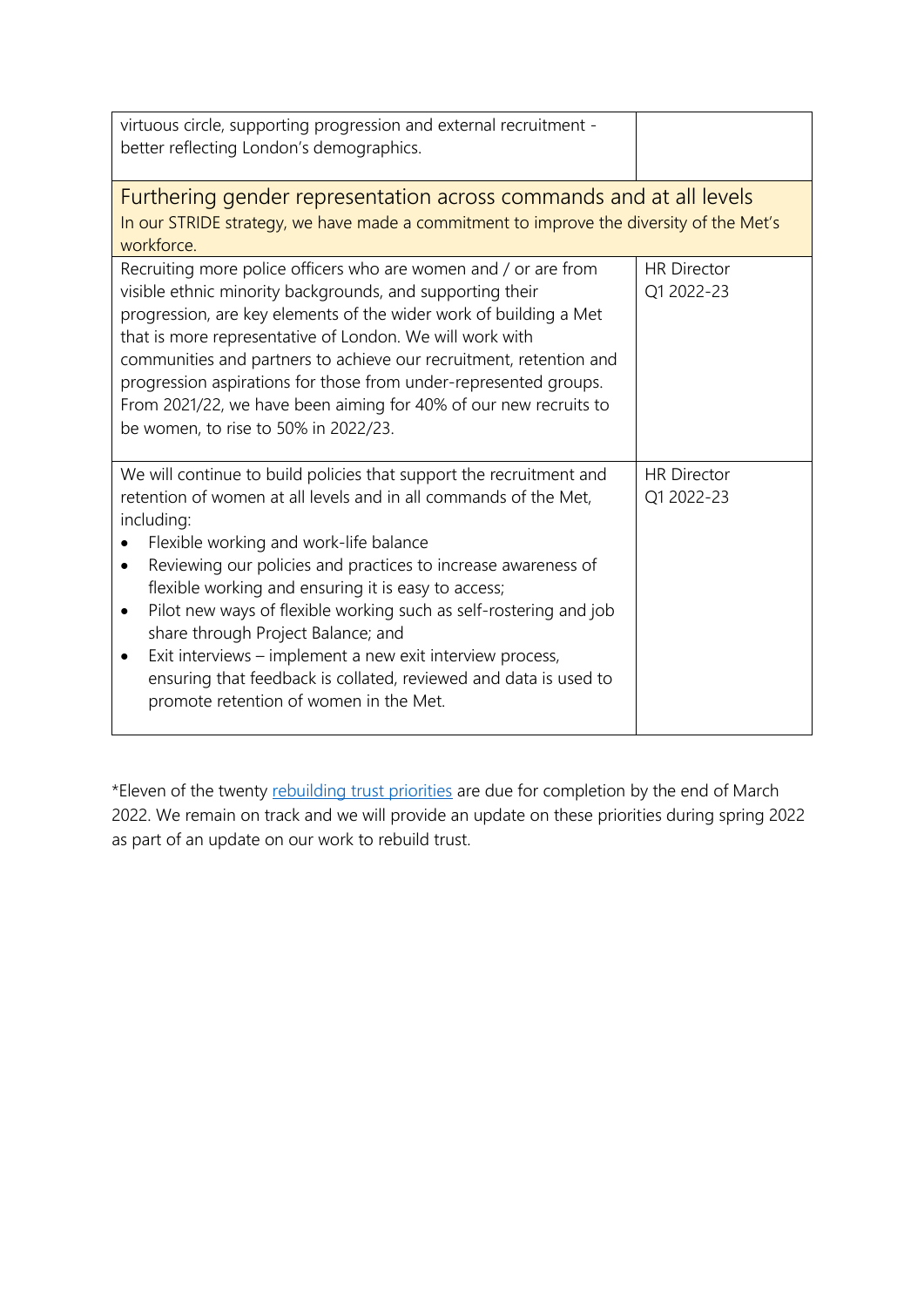| | |
|---|---|
| virtuous circle, supporting progression and external recruitment - better reflecting London's demographics. | |
| **Furthering gender representation across commands and at all levels**<br>In our STRIDE strategy, we have made a commitment to improve the diversity of the Met's workforce. | |
| Recruiting more police officers who are women and / or are from visible ethnic minority backgrounds, and supporting their progression, are key elements of the wider work of building a Met that is more representative of London. We will work with communities and partners to achieve our recruitment, retention and progression aspirations for those from under-represented groups. From 2021/22, we have been aiming for 40% of our new recruits to be women, to rise to 50% in 2022/23. | HR Director<br>Q1 2022-23 |
| We will continue to build policies that support the recruitment and retention of women at all levels and in all commands of the Met, including:<br>• Flexible working and work-life balance<br>• Reviewing our policies and practices to increase awareness of flexible working and ensuring it is easy to access;<br>• Pilot new ways of flexible working such as self-rostering and job share through Project Balance; and<br>• Exit interviews – implement a new exit interview process, ensuring that feedback is collated, reviewed and data is used to promote retention of women in the Met. | HR Director<br>Q1 2022-23 |

*Eleven of the twenty rebuilding trust priorities are due for completion by the end of March 2022. We remain on track and we will provide an update on these priorities during spring 2022 as part of an update on our work to rebuild trust.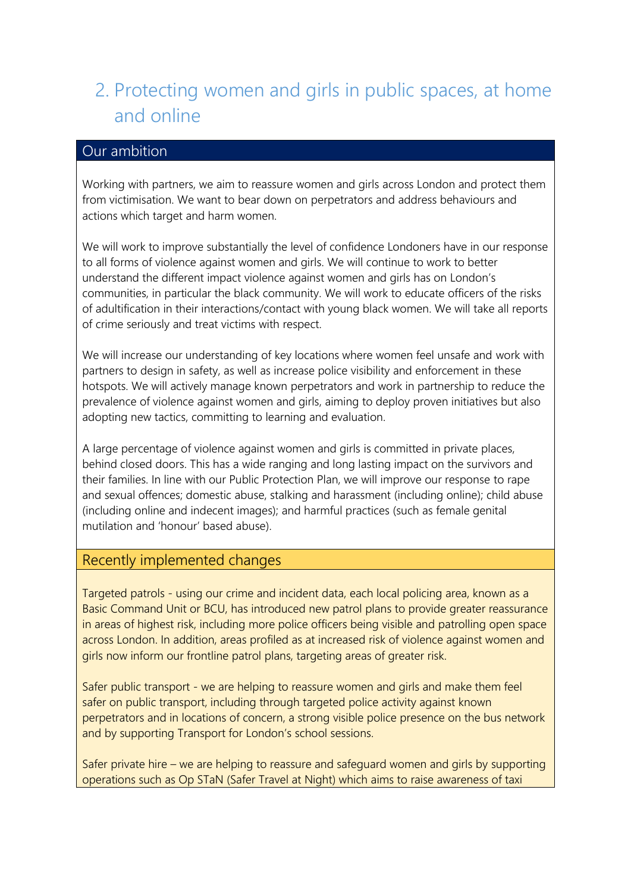## 2. Protecting women and girls in public spaces, at home and online

### Our ambition

Working with partners, we aim to reassure women and girls across London and protect them from victimisation. We want to bear down on perpetrators and address behaviours and actions which target and harm women.

We will work to improve substantially the level of confidence Londoners have in our response to all forms of violence against women and girls. We will continue to work to better understand the different impact violence against women and girls has on London's communities, in particular the black community. We will work to educate officers of the risks of adultification in their interactions/contact with young black women. We will take all reports of crime seriously and treat victims with respect.

We will increase our understanding of key locations where women feel unsafe and work with partners to design in safety, as well as increase police visibility and enforcement in these hotspots. We will actively manage known perpetrators and work in partnership to reduce the prevalence of violence against women and girls, aiming to deploy proven initiatives but also adopting new tactics, committing to learning and evaluation.

A large percentage of violence against women and girls is committed in private places, behind closed doors. This has a wide ranging and long lasting impact on the survivors and their families. In line with our Public Protection Plan, we will improve our response to rape and sexual offences; domestic abuse, stalking and harassment (including online); child abuse (including online and indecent images); and harmful practices (such as female genital mutilation and 'honour' based abuse).

### Recently implemented changes

Targeted patrols - using our crime and incident data, each local policing area, known as a Basic Command Unit or BCU, has introduced new patrol plans to provide greater reassurance in areas of highest risk, including more police officers being visible and patrolling open space across London. In addition, areas profiled as at increased risk of violence against women and girls now inform our frontline patrol plans, targeting areas of greater risk.

Safer public transport - we are helping to reassure women and girls and make them feel safer on public transport, including through targeted police activity against known perpetrators and in locations of concern, a strong visible police presence on the bus network and by supporting Transport for London's school sessions.

Safer private hire – we are helping to reassure and safeguard women and girls by supporting operations such as Op STaN (Safer Travel at Night) which aims to raise awareness of taxi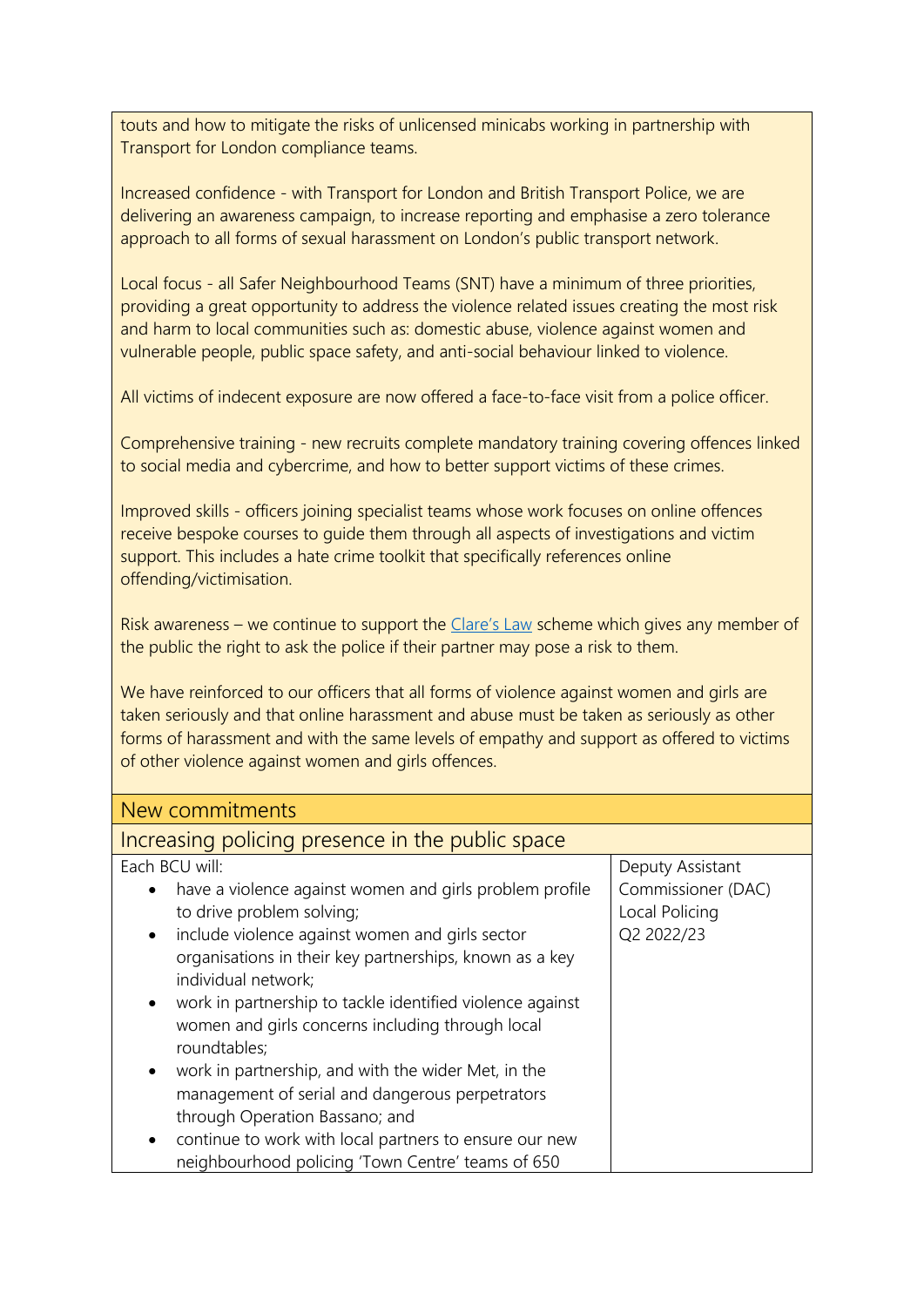touts and how to mitigate the risks of unlicensed minicabs working in partnership with Transport for London compliance teams.

Increased confidence - with Transport for London and British Transport Police, we are delivering an awareness campaign, to increase reporting and emphasise a zero tolerance approach to all forms of sexual harassment on London's public transport network.

Local focus - all Safer Neighbourhood Teams (SNT) have a minimum of three priorities, providing a great opportunity to address the violence related issues creating the most risk and harm to local communities such as: domestic abuse, violence against women and vulnerable people, public space safety, and anti-social behaviour linked to violence.

All victims of indecent exposure are now offered a face-to-face visit from a police officer.

Comprehensive training - new recruits complete mandatory training covering offences linked to social media and cybercrime, and how to better support victims of these crimes.

Improved skills - officers joining specialist teams whose work focuses on online offences receive bespoke courses to guide them through all aspects of investigations and victim support. This includes a hate crime toolkit that specifically references online offending/victimisation.

Risk awareness – we continue to support the [Clare's Law] scheme which gives any member of the public the right to ask the police if their partner may pose a risk to them.

We have reinforced to our officers that all forms of violence against women and girls are taken seriously and that online harassment and abuse must be taken as seriously as other forms of harassment and with the same levels of empathy and support as offered to victims of other violence against women and girls offences.

## New commitments

### Increasing policing presence in the public space

| Commitment | Owner / Timescale |
| --- | --- |
| Each BCU will:<br>• have a violence against women and girls problem profile to drive problem solving;<br>• include violence against women and girls sector organisations in their key partnerships, known as a key individual network;<br>• work in partnership to tackle identified violence against women and girls concerns including through local roundtables;<br>• work in partnership, and with the wider Met, in the management of serial and dangerous perpetrators through Operation Bassano; and<br>• continue to work with local partners to ensure our new neighbourhood policing 'Town Centre' teams of 650 | Deputy Assistant Commissioner (DAC) Local Policing<br>Q2 2022/23 |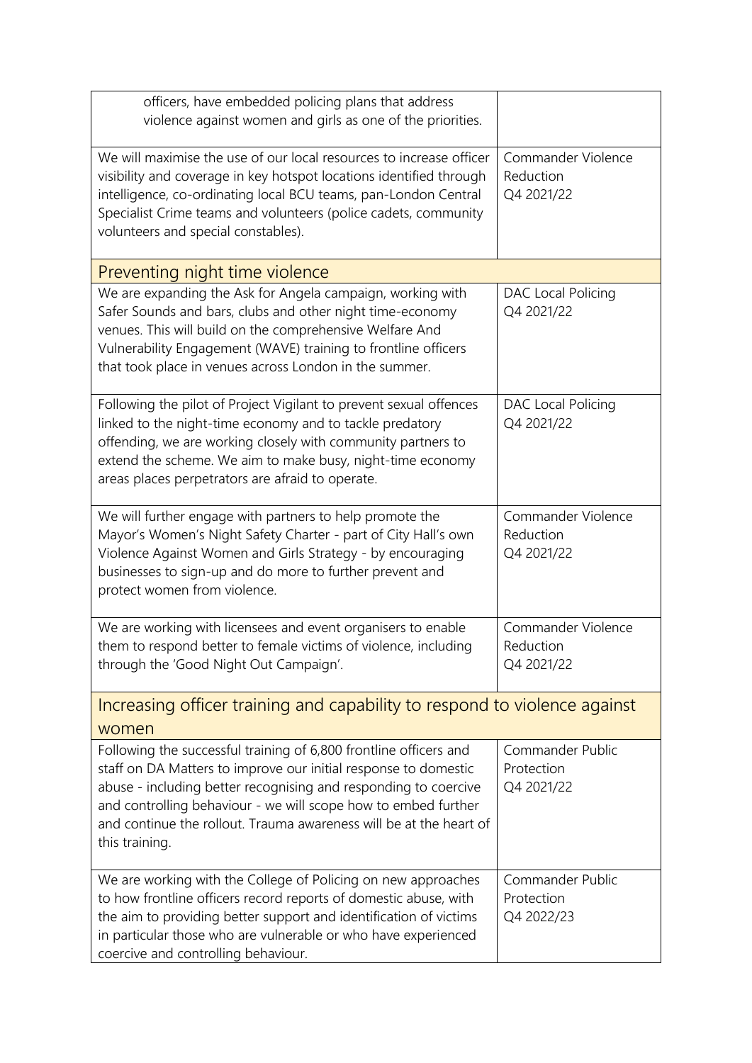| | |
|---|---|
| officers, have embedded policing plans that address violence against women and girls as one of the priorities. | |
| We will maximise the use of our local resources to increase officer visibility and coverage in key hotspot locations identified through intelligence, co-ordinating local BCU teams, pan-London Central Specialist Crime teams and volunteers (police cadets, community volunteers and special constables). | Commander Violence Reduction Q4 2021/22 |
| **Preventing night time violence** | |
| We are expanding the Ask for Angela campaign, working with Safer Sounds and bars, clubs and other night time-economy venues. This will build on the comprehensive Welfare And Vulnerability Engagement (WAVE) training to frontline officers that took place in venues across London in the summer. | DAC Local Policing Q4 2021/22 |
| Following the pilot of Project Vigilant to prevent sexual offences linked to the night-time economy and to tackle predatory offending, we are working closely with community partners to extend the scheme. We aim to make busy, night-time economy areas places perpetrators are afraid to operate. | DAC Local Policing Q4 2021/22 |
| We will further engage with partners to help promote the Mayor's Women's Night Safety Charter - part of City Hall's own Violence Against Women and Girls Strategy - by encouraging businesses to sign-up and do more to further prevent and protect women from violence. | Commander Violence Reduction Q4 2021/22 |
| We are working with licensees and event organisers to enable them to respond better to female victims of violence, including through the 'Good Night Out Campaign'. | Commander Violence Reduction Q4 2021/22 |
| **Increasing officer training and capability to respond to violence against women** | |
| Following the successful training of 6,800 frontline officers and staff on DA Matters to improve our initial response to domestic abuse - including better recognising and responding to coercive and controlling behaviour - we will scope how to embed further and continue the rollout. Trauma awareness will be at the heart of this training. | Commander Public Protection Q4 2021/22 |
| We are working with the College of Policing on new approaches to how frontline officers record reports of domestic abuse, with the aim to providing better support and identification of victims in particular those who are vulnerable or who have experienced coercive and controlling behaviour. | Commander Public Protection Q4 2022/23 |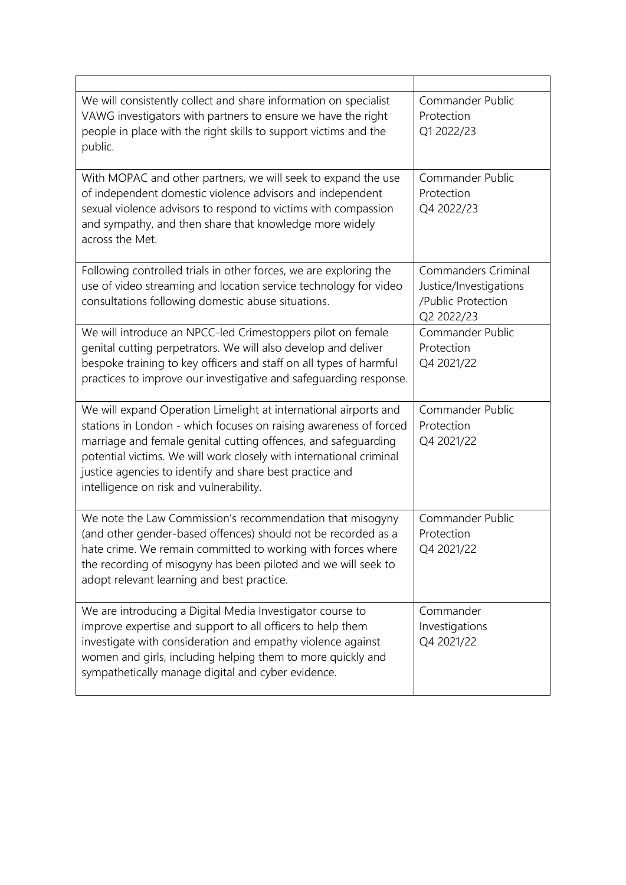| | |
|---|---|
| We will consistently collect and share information on specialist VAWG investigators with partners to ensure we have the right people in place with the right skills to support victims and the public. | Commander Public Protection Q1 2022/23 |
| With MOPAC and other partners, we will seek to expand the use of independent domestic violence advisors and independent sexual violence advisors to respond to victims with compassion and sympathy, and then share that knowledge more widely across the Met. | Commander Public Protection Q4 2022/23 |
| Following controlled trials in other forces, we are exploring the use of video streaming and location service technology for video consultations following domestic abuse situations. | Commanders Criminal Justice/Investigations /Public Protection Q2 2022/23 |
| We will introduce an NPCC-led Crimestoppers pilot on female genital cutting perpetrators. We will also develop and deliver bespoke training to key officers and staff on all types of harmful practices to improve our investigative and safeguarding response. | Commander Public Protection Q4 2021/22 |
| We will expand Operation Limelight at international airports and stations in London - which focuses on raising awareness of forced marriage and female genital cutting offences, and safeguarding potential victims. We will work closely with international criminal justice agencies to identify and share best practice and intelligence on risk and vulnerability. | Commander Public Protection Q4 2021/22 |
| We note the Law Commission's recommendation that misogyny (and other gender-based offences) should not be recorded as a hate crime. We remain committed to working with forces where the recording of misogyny has been piloted and we will seek to adopt relevant learning and best practice. | Commander Public Protection Q4 2021/22 |
| We are introducing a Digital Media Investigator course to improve expertise and support to all officers to help them investigate with consideration and empathy violence against women and girls, including helping them to more quickly and sympathetically manage digital and cyber evidence. | Commander Investigations Q4 2021/22 |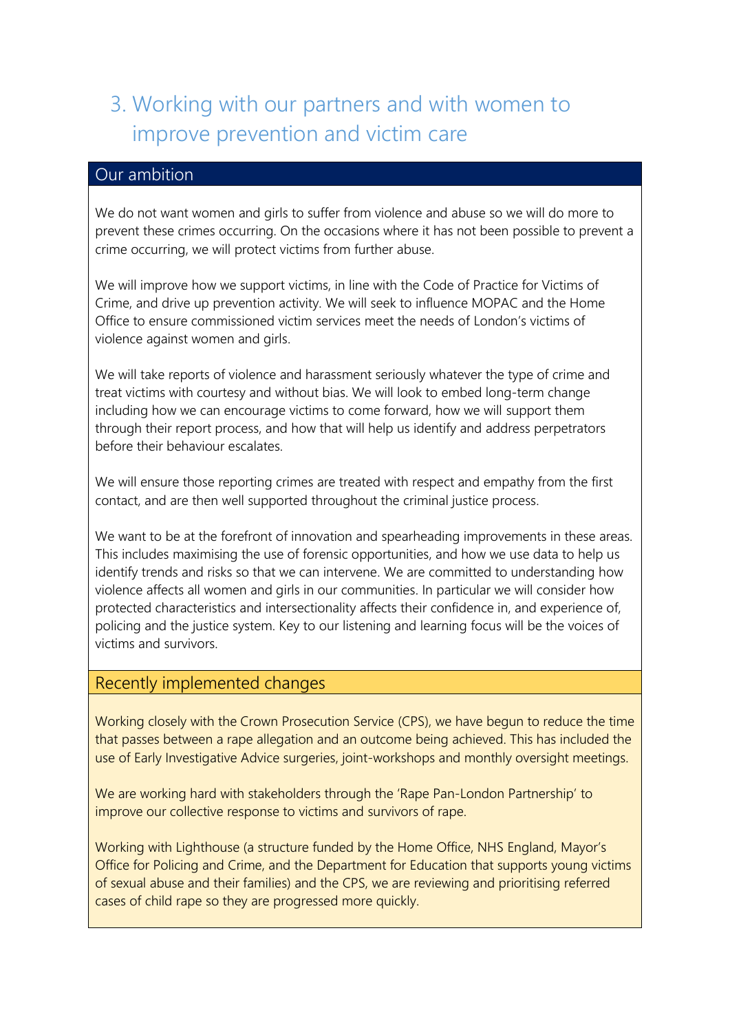## 3. Working with our partners and with women to improve prevention and victim care

### Our ambition

We do not want women and girls to suffer from violence and abuse so we will do more to prevent these crimes occurring. On the occasions where it has not been possible to prevent a crime occurring, we will protect victims from further abuse.

We will improve how we support victims, in line with the Code of Practice for Victims of Crime, and drive up prevention activity. We will seek to influence MOPAC and the Home Office to ensure commissioned victim services meet the needs of London's victims of violence against women and girls.

We will take reports of violence and harassment seriously whatever the type of crime and treat victims with courtesy and without bias. We will look to embed long-term change including how we can encourage victims to come forward, how we will support them through their report process, and how that will help us identify and address perpetrators before their behaviour escalates.

We will ensure those reporting crimes are treated with respect and empathy from the first contact, and are then well supported throughout the criminal justice process.

We want to be at the forefront of innovation and spearheading improvements in these areas. This includes maximising the use of forensic opportunities, and how we use data to help us identify trends and risks so that we can intervene. We are committed to understanding how violence affects all women and girls in our communities. In particular we will consider how protected characteristics and intersectionality affects their confidence in, and experience of, policing and the justice system. Key to our listening and learning focus will be the voices of victims and survivors.

### Recently implemented changes

Working closely with the Crown Prosecution Service (CPS), we have begun to reduce the time that passes between a rape allegation and an outcome being achieved. This has included the use of Early Investigative Advice surgeries, joint-workshops and monthly oversight meetings.

We are working hard with stakeholders through the 'Rape Pan-London Partnership' to improve our collective response to victims and survivors of rape.

Working with Lighthouse (a structure funded by the Home Office, NHS England, Mayor's Office for Policing and Crime, and the Department for Education that supports young victims of sexual abuse and their families) and the CPS, we are reviewing and prioritising referred cases of child rape so they are progressed more quickly.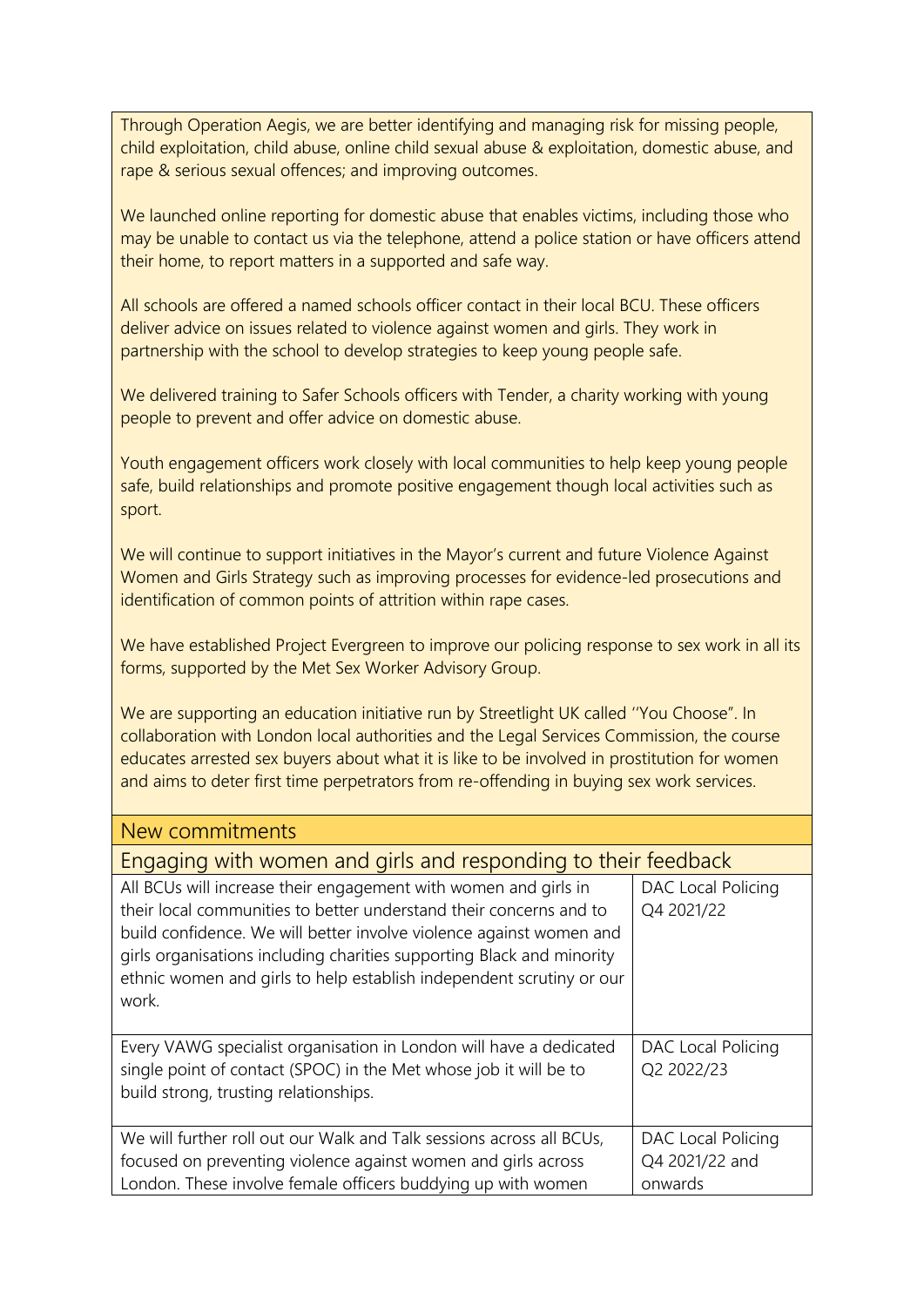Through Operation Aegis, we are better identifying and managing risk for missing people, child exploitation, child abuse, online child sexual abuse & exploitation, domestic abuse, and rape & serious sexual offences; and improving outcomes.

We launched online reporting for domestic abuse that enables victims, including those who may be unable to contact us via the telephone, attend a police station or have officers attend their home, to report matters in a supported and safe way.

All schools are offered a named schools officer contact in their local BCU. These officers deliver advice on issues related to violence against women and girls. They work in partnership with the school to develop strategies to keep young people safe.

We delivered training to Safer Schools officers with Tender, a charity working with young people to prevent and offer advice on domestic abuse.

Youth engagement officers work closely with local communities to help keep young people safe, build relationships and promote positive engagement though local activities such as sport.

We will continue to support initiatives in the Mayor's current and future Violence Against Women and Girls Strategy such as improving processes for evidence-led prosecutions and identification of common points of attrition within rape cases.

We have established Project Evergreen to improve our policing response to sex work in all its forms, supported by the Met Sex Worker Advisory Group.

We are supporting an education initiative run by Streetlight UK called ''You Choose". In collaboration with London local authorities and the Legal Services Commission, the course educates arrested sex buyers about what it is like to be involved in prostitution for women and aims to deter first time perpetrators from re-offending in buying sex work services.

## New commitments

### Engaging with women and girls and responding to their feedback

| | |
|---|---|
| All BCUs will increase their engagement with women and girls in their local communities to better understand their concerns and to build confidence. We will better involve violence against women and girls organisations including charities supporting Black and minority ethnic women and girls to help establish independent scrutiny or our work. | DAC Local Policing Q4 2021/22 |
| Every VAWG specialist organisation in London will have a dedicated single point of contact (SPOC) in the Met whose job it will be to build strong, trusting relationships. | DAC Local Policing Q2 2022/23 |
| We will further roll out our Walk and Talk sessions across all BCUs, focused on preventing violence against women and girls across London. These involve female officers buddying up with women | DAC Local Policing Q4 2021/22 and onwards |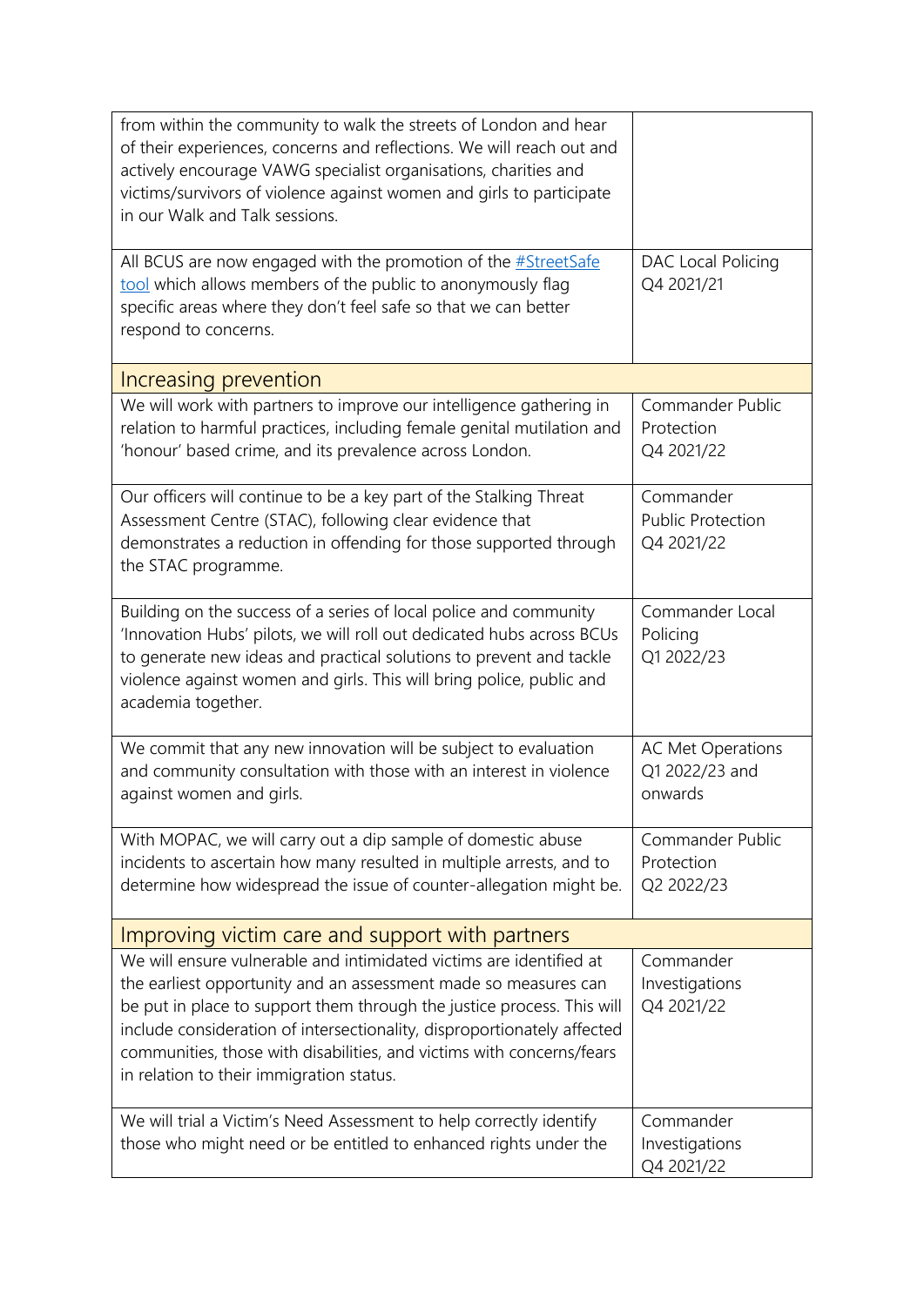| | |
|---|---|
| from within the community to walk the streets of London and hear of their experiences, concerns and reflections. We will reach out and actively encourage VAWG specialist organisations, charities and victims/survivors of violence against women and girls to participate in our Walk and Talk sessions. | |
| All BCUS are now engaged with the promotion of the #StreetSafe tool which allows members of the public to anonymously flag specific areas where they don't feel safe so that we can better respond to concerns. | DAC Local Policing Q4 2021/21 |
| **Increasing prevention** | |
| We will work with partners to improve our intelligence gathering in relation to harmful practices, including female genital mutilation and 'honour' based crime, and its prevalence across London. | Commander Public Protection Q4 2021/22 |
| Our officers will continue to be a key part of the Stalking Threat Assessment Centre (STAC), following clear evidence that demonstrates a reduction in offending for those supported through the STAC programme. | Commander Public Protection Q4 2021/22 |
| Building on the success of a series of local police and community 'Innovation Hubs' pilots, we will roll out dedicated hubs across BCUs to generate new ideas and practical solutions to prevent and tackle violence against women and girls. This will bring police, public and academia together. | Commander Local Policing Q1 2022/23 |
| We commit that any new innovation will be subject to evaluation and community consultation with those with an interest in violence against women and girls. | AC Met Operations Q1 2022/23 and onwards |
| With MOPAC, we will carry out a dip sample of domestic abuse incidents to ascertain how many resulted in multiple arrests, and to determine how widespread the issue of counter-allegation might be. | Commander Public Protection Q2 2022/23 |
| **Improving victim care and support with partners** | |
| We will ensure vulnerable and intimidated victims are identified at the earliest opportunity and an assessment made so measures can be put in place to support them through the justice process. This will include consideration of intersectionality, disproportionately affected communities, those with disabilities, and victims with concerns/fears in relation to their immigration status. | Commander Investigations Q4 2021/22 |
| We will trial a Victim's Need Assessment to help correctly identify those who might need or be entitled to enhanced rights under the | Commander Investigations Q4 2021/22 |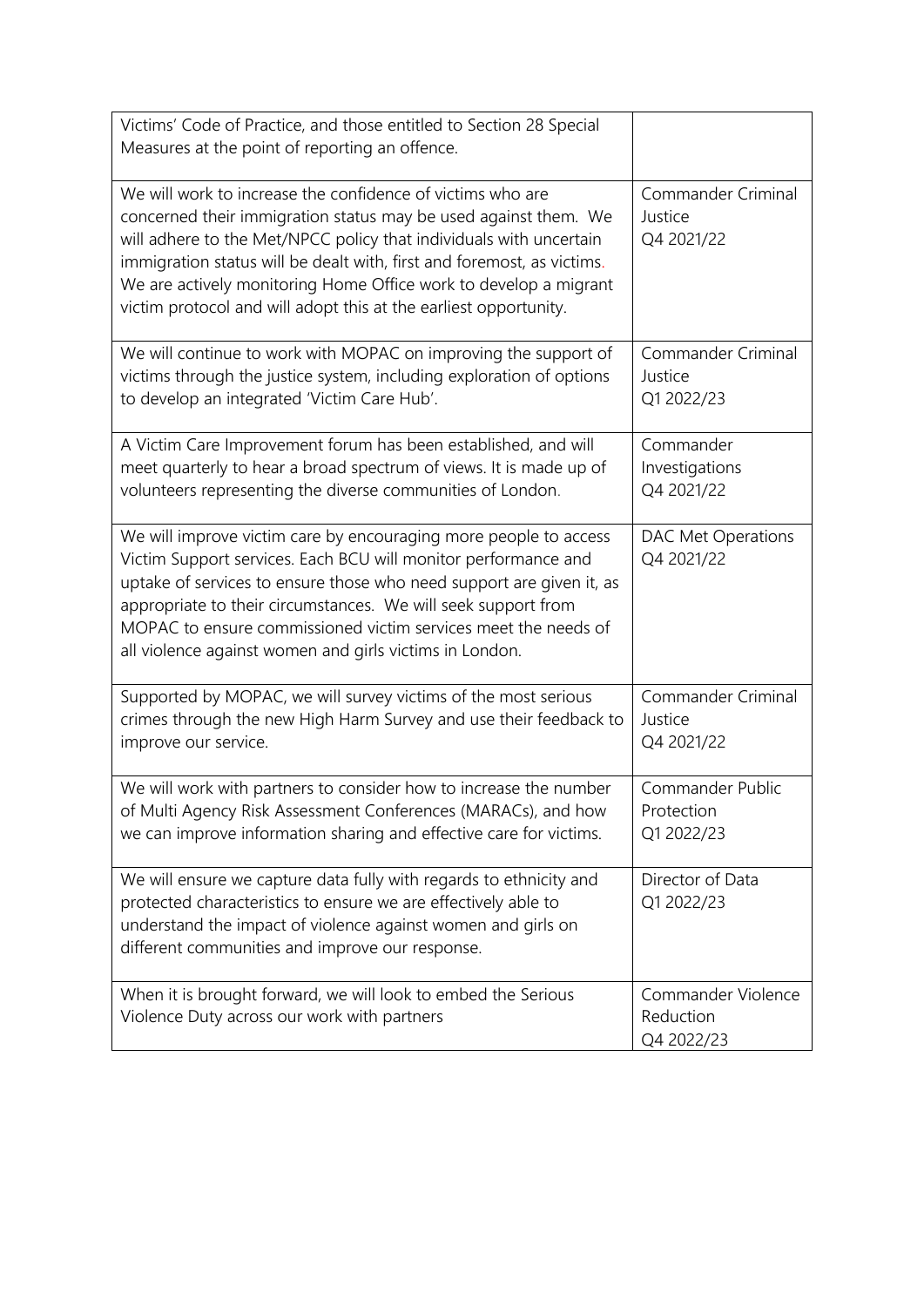| | |
|---|---|
| Victims' Code of Practice, and those entitled to Section 28 Special Measures at the point of reporting an offence. | |
| We will work to increase the confidence of victims who are concerned their immigration status may be used against them. We will adhere to the Met/NPCC policy that individuals with uncertain immigration status will be dealt with, first and foremost, as victims. We are actively monitoring Home Office work to develop a migrant victim protocol and will adopt this at the earliest opportunity. | Commander Criminal Justice<br>Q4 2021/22 |
| We will continue to work with MOPAC on improving the support of victims through the justice system, including exploration of options to develop an integrated 'Victim Care Hub'. | Commander Criminal Justice<br>Q1 2022/23 |
| A Victim Care Improvement forum has been established, and will meet quarterly to hear a broad spectrum of views. It is made up of volunteers representing the diverse communities of London. | Commander Investigations<br>Q4 2021/22 |
| We will improve victim care by encouraging more people to access Victim Support services. Each BCU will monitor performance and uptake of services to ensure those who need support are given it, as appropriate to their circumstances. We will seek support from MOPAC to ensure commissioned victim services meet the needs of all violence against women and girls victims in London. | DAC Met Operations<br>Q4 2021/22 |
| Supported by MOPAC, we will survey victims of the most serious crimes through the new High Harm Survey and use their feedback to improve our service. | Commander Criminal Justice<br>Q4 2021/22 |
| We will work with partners to consider how to increase the number of Multi Agency Risk Assessment Conferences (MARACs), and how we can improve information sharing and effective care for victims. | Commander Public Protection<br>Q1 2022/23 |
| We will ensure we capture data fully with regards to ethnicity and protected characteristics to ensure we are effectively able to understand the impact of violence against women and girls on different communities and improve our response. | Director of Data<br>Q1 2022/23 |
| When it is brought forward, we will look to embed the Serious Violence Duty across our work with partners | Commander Violence Reduction<br>Q4 2022/23 |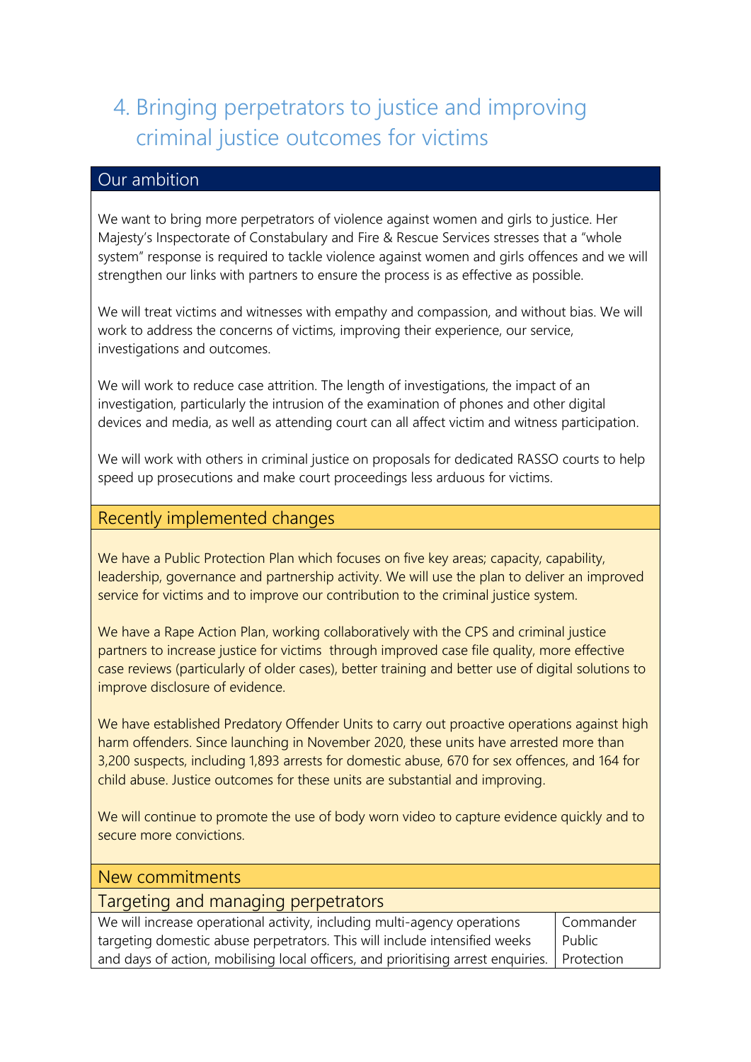# 4. Bringing perpetrators to justice and improving criminal justice outcomes for victims

## Our ambition

We want to bring more perpetrators of violence against women and girls to justice. Her Majesty's Inspectorate of Constabulary and Fire & Rescue Services stresses that a "whole system" response is required to tackle violence against women and girls offences and we will strengthen our links with partners to ensure the process is as effective as possible.

We will treat victims and witnesses with empathy and compassion, and without bias. We will work to address the concerns of victims, improving their experience, our service, investigations and outcomes.

We will work to reduce case attrition. The length of investigations, the impact of an investigation, particularly the intrusion of the examination of phones and other digital devices and media, as well as attending court can all affect victim and witness participation.

We will work with others in criminal justice on proposals for dedicated RASSO courts to help speed up prosecutions and make court proceedings less arduous for victims.

## Recently implemented changes

We have a Public Protection Plan which focuses on five key areas; capacity, capability, leadership, governance and partnership activity. We will use the plan to deliver an improved service for victims and to improve our contribution to the criminal justice system.

We have a Rape Action Plan, working collaboratively with the CPS and criminal justice partners to increase justice for victims through improved case file quality, more effective case reviews (particularly of older cases), better training and better use of digital solutions to improve disclosure of evidence.

We have established Predatory Offender Units to carry out proactive operations against high harm offenders. Since launching in November 2020, these units have arrested more than 3,200 suspects, including 1,893 arrests for domestic abuse, 670 for sex offences, and 164 for child abuse. Justice outcomes for these units are substantial and improving.

We will continue to promote the use of body worn video to capture evidence quickly and to secure more convictions.

## New commitments

### Targeting and managing perpetrators

| | |
|---|---|
| We will increase operational activity, including multi-agency operations targeting domestic abuse perpetrators. This will include intensified weeks and days of action, mobilising local officers, and prioritising arrest enquiries. | Commander Public Protection |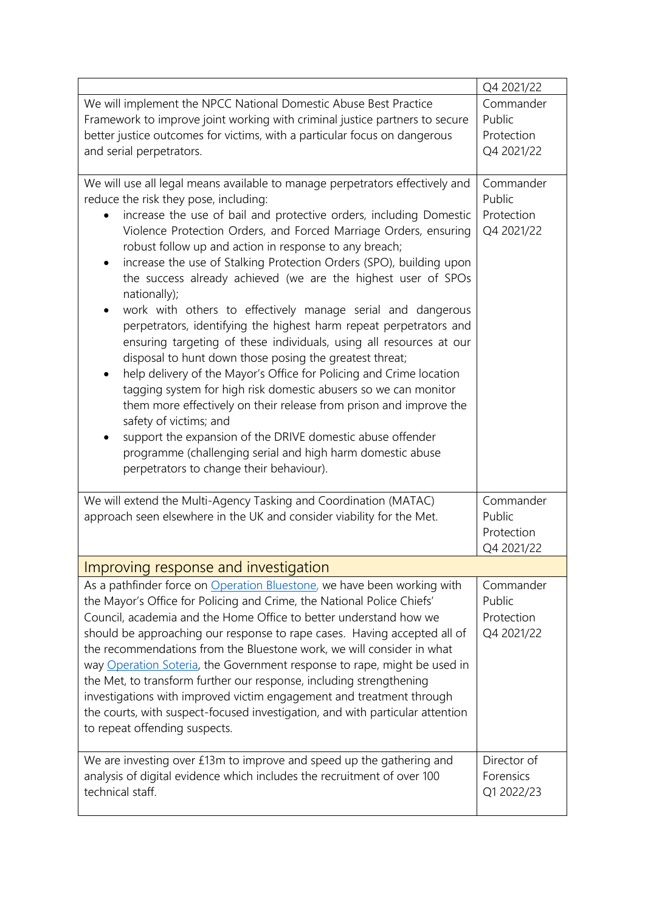| | |
|---|---|
| | Q4 2021/22 |
| We will implement the NPCC National Domestic Abuse Best Practice Framework to improve joint working with criminal justice partners to secure better justice outcomes for victims, with a particular focus on dangerous and serial perpetrators. | Commander Public Protection Q4 2021/22 |
| We will use all legal means available to manage perpetrators effectively and reduce the risk they pose, including:<br>• increase the use of bail and protective orders, including Domestic Violence Protection Orders, and Forced Marriage Orders, ensuring robust follow up and action in response to any breach;<br>• increase the use of Stalking Protection Orders (SPO), building upon the success already achieved (we are the highest user of SPOs nationally);<br>• work with others to effectively manage serial and dangerous perpetrators, identifying the highest harm repeat perpetrators and ensuring targeting of these individuals, using all resources at our disposal to hunt down those posing the greatest threat;<br>• help delivery of the Mayor's Office for Policing and Crime location tagging system for high risk domestic abusers so we can monitor them more effectively on their release from prison and improve the safety of victims; and<br>• support the expansion of the DRIVE domestic abuse offender programme (challenging serial and high harm domestic abuse perpetrators to change their behaviour). | Commander Public Protection Q4 2021/22 |
| We will extend the Multi-Agency Tasking and Coordination (MATAC) approach seen elsewhere in the UK and consider viability for the Met. | Commander Public Protection Q4 2021/22 |
| **Improving response and investigation** | |
| As a pathfinder force on Operation Bluestone, we have been working with the Mayor's Office for Policing and Crime, the National Police Chiefs' Council, academia and the Home Office to better understand how we should be approaching our response to rape cases. Having accepted all of the recommendations from the Bluestone work, we will consider in what way Operation Soteria, the Government response to rape, might be used in the Met, to transform further our response, including strengthening investigations with improved victim engagement and treatment through the courts, with suspect-focused investigation, and with particular attention to repeat offending suspects. | Commander Public Protection Q4 2021/22 |
| We are investing over £13m to improve and speed up the gathering and analysis of digital evidence which includes the recruitment of over 100 technical staff. | Director of Forensics Q1 2022/23 |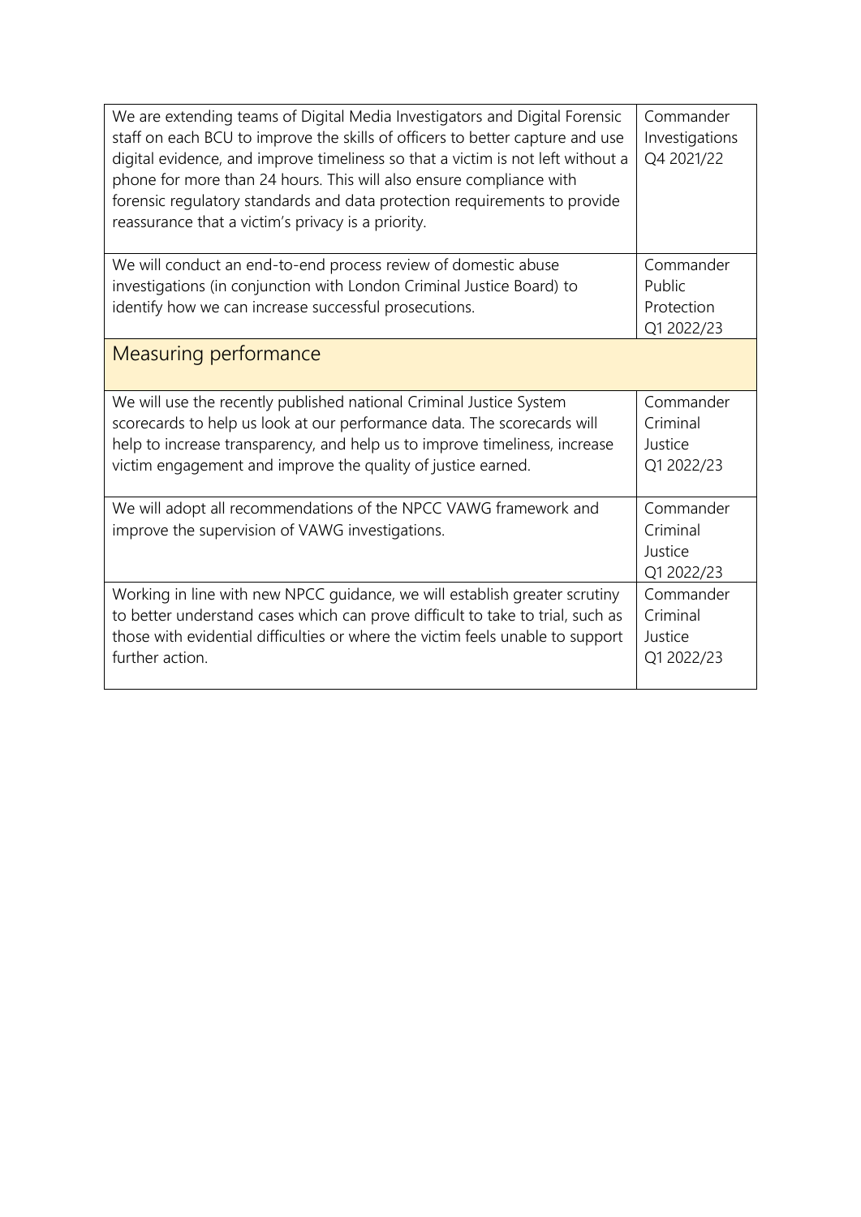| | |
|---|---|
| We are extending teams of Digital Media Investigators and Digital Forensic staff on each BCU to improve the skills of officers to better capture and use digital evidence, and improve timeliness so that a victim is not left without a phone for more than 24 hours. This will also ensure compliance with forensic regulatory standards and data protection requirements to provide reassurance that a victim's privacy is a priority. | Commander Investigations Q4 2021/22 |
| We will conduct an end-to-end process review of domestic abuse investigations (in conjunction with London Criminal Justice Board) to identify how we can increase successful prosecutions. | Commander Public Protection Q1 2022/23 |

## Measuring performance

| | |
|---|---|
| We will use the recently published national Criminal Justice System scorecards to help us look at our performance data. The scorecards will help to increase transparency, and help us to improve timeliness, increase victim engagement and improve the quality of justice earned. | Commander Criminal Justice Q1 2022/23 |
| We will adopt all recommendations of the NPCC VAWG framework and improve the supervision of VAWG investigations. | Commander Criminal Justice Q1 2022/23 |
| Working in line with new NPCC guidance, we will establish greater scrutiny to better understand cases which can prove difficult to take to trial, such as those with evidential difficulties or where the victim feels unable to support further action. | Commander Criminal Justice Q1 2022/23 |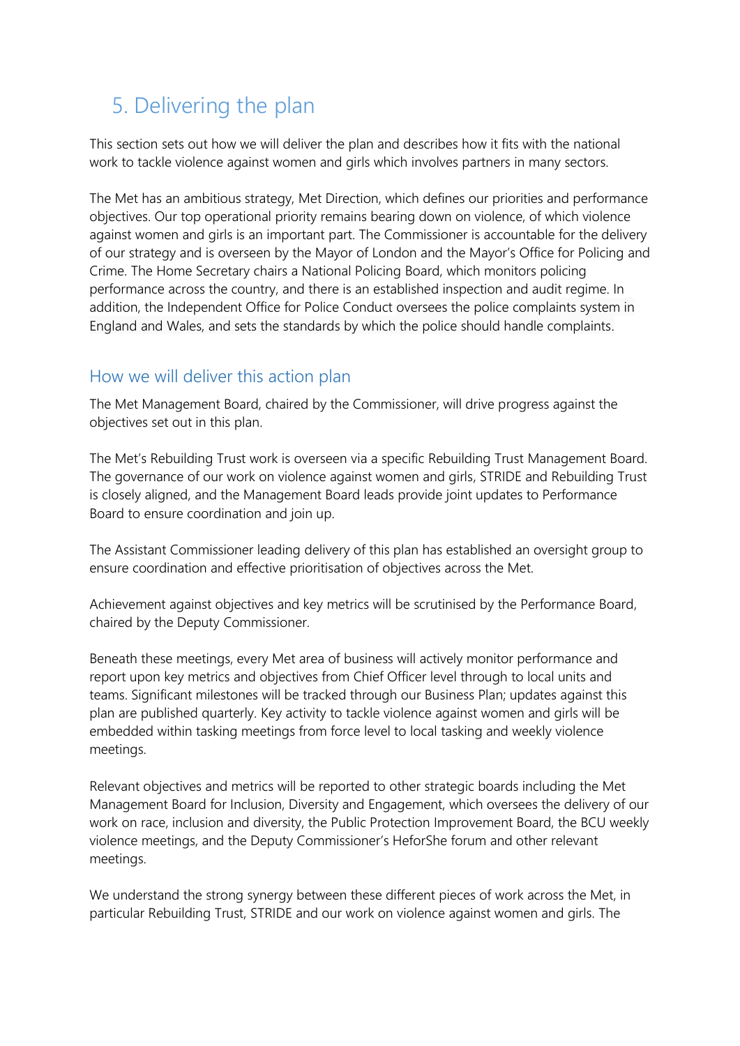## 5. Delivering the plan

This section sets out how we will deliver the plan and describes how it fits with the national work to tackle violence against women and girls which involves partners in many sectors.

The Met has an ambitious strategy, Met Direction, which defines our priorities and performance objectives. Our top operational priority remains bearing down on violence, of which violence against women and girls is an important part. The Commissioner is accountable for the delivery of our strategy and is overseen by the Mayor of London and the Mayor's Office for Policing and Crime. The Home Secretary chairs a National Policing Board, which monitors policing performance across the country, and there is an established inspection and audit regime. In addition, the Independent Office for Police Conduct oversees the police complaints system in England and Wales, and sets the standards by which the police should handle complaints.

### How we will deliver this action plan

The Met Management Board, chaired by the Commissioner, will drive progress against the objectives set out in this plan.

The Met's Rebuilding Trust work is overseen via a specific Rebuilding Trust Management Board. The governance of our work on violence against women and girls, STRIDE and Rebuilding Trust is closely aligned, and the Management Board leads provide joint updates to Performance Board to ensure coordination and join up.

The Assistant Commissioner leading delivery of this plan has established an oversight group to ensure coordination and effective prioritisation of objectives across the Met.

Achievement against objectives and key metrics will be scrutinised by the Performance Board, chaired by the Deputy Commissioner.

Beneath these meetings, every Met area of business will actively monitor performance and report upon key metrics and objectives from Chief Officer level through to local units and teams. Significant milestones will be tracked through our Business Plan; updates against this plan are published quarterly. Key activity to tackle violence against women and girls will be embedded within tasking meetings from force level to local tasking and weekly violence meetings.

Relevant objectives and metrics will be reported to other strategic boards including the Met Management Board for Inclusion, Diversity and Engagement, which oversees the delivery of our work on race, inclusion and diversity, the Public Protection Improvement Board, the BCU weekly violence meetings, and the Deputy Commissioner's HeforShe forum and other relevant meetings.

We understand the strong synergy between these different pieces of work across the Met, in particular Rebuilding Trust, STRIDE and our work on violence against women and girls. The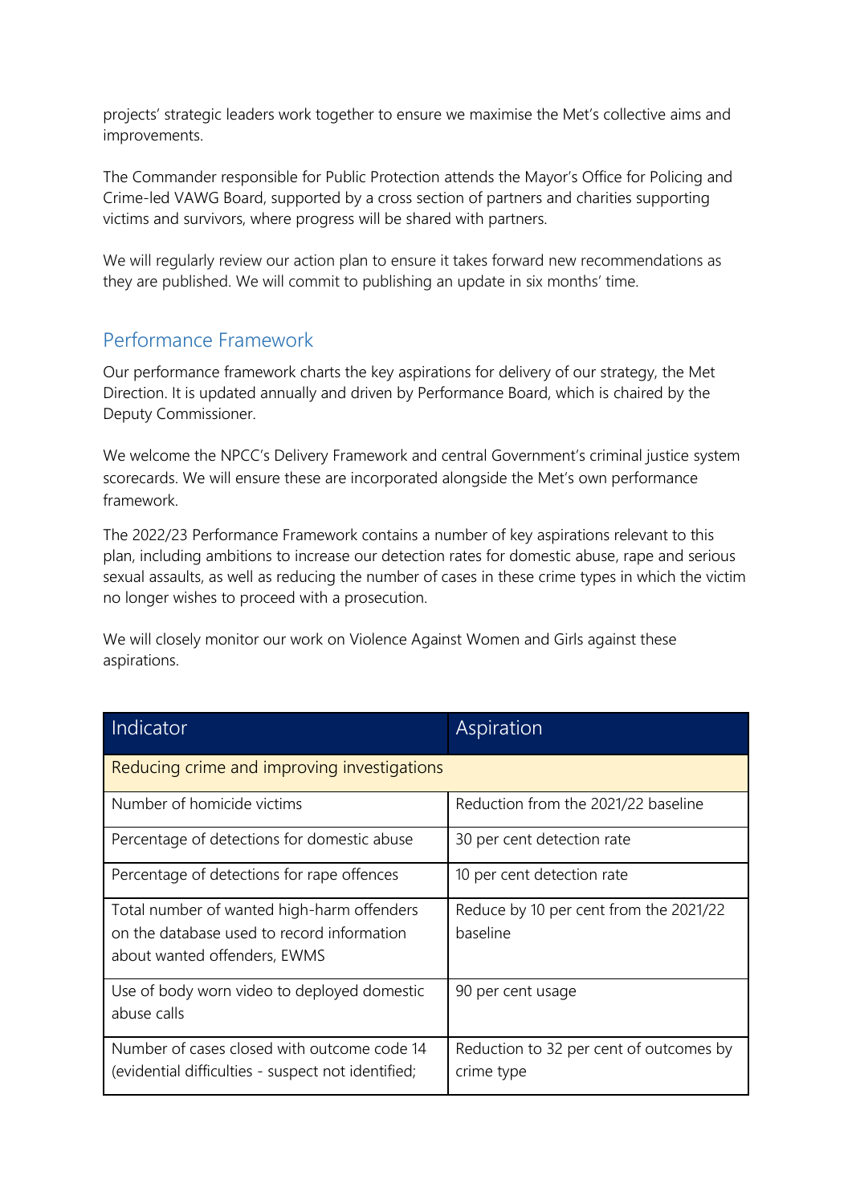projects' strategic leaders work together to ensure we maximise the Met's collective aims and improvements.

The Commander responsible for Public Protection attends the Mayor's Office for Policing and Crime-led VAWG Board, supported by a cross section of partners and charities supporting victims and survivors, where progress will be shared with partners.

We will regularly review our action plan to ensure it takes forward new recommendations as they are published. We will commit to publishing an update in six months' time.

## Performance Framework

Our performance framework charts the key aspirations for delivery of our strategy, the Met Direction. It is updated annually and driven by Performance Board, which is chaired by the Deputy Commissioner.

We welcome the NPCC's Delivery Framework and central Government's criminal justice system scorecards. We will ensure these are incorporated alongside the Met's own performance framework.

The 2022/23 Performance Framework contains a number of key aspirations relevant to this plan, including ambitions to increase our detection rates for domestic abuse, rape and serious sexual assaults, as well as reducing the number of cases in these crime types in which the victim no longer wishes to proceed with a prosecution.

We will closely monitor our work on Violence Against Women and Girls against these aspirations.

| Indicator | Aspiration |
|---|---|
| Reducing crime and improving investigations | |
| Number of homicide victims | Reduction from the 2021/22 baseline |
| Percentage of detections for domestic abuse | 30 per cent detection rate |
| Percentage of detections for rape offences | 10 per cent detection rate |
| Total number of wanted high-harm offenders on the database used to record information about wanted offenders, EWMS | Reduce by 10 per cent from the 2021/22 baseline |
| Use of body worn video to deployed domestic abuse calls | 90 per cent usage |
| Number of cases closed with outcome code 14 (evidential difficulties - suspect not identified; | Reduction to 32 per cent of outcomes by crime type |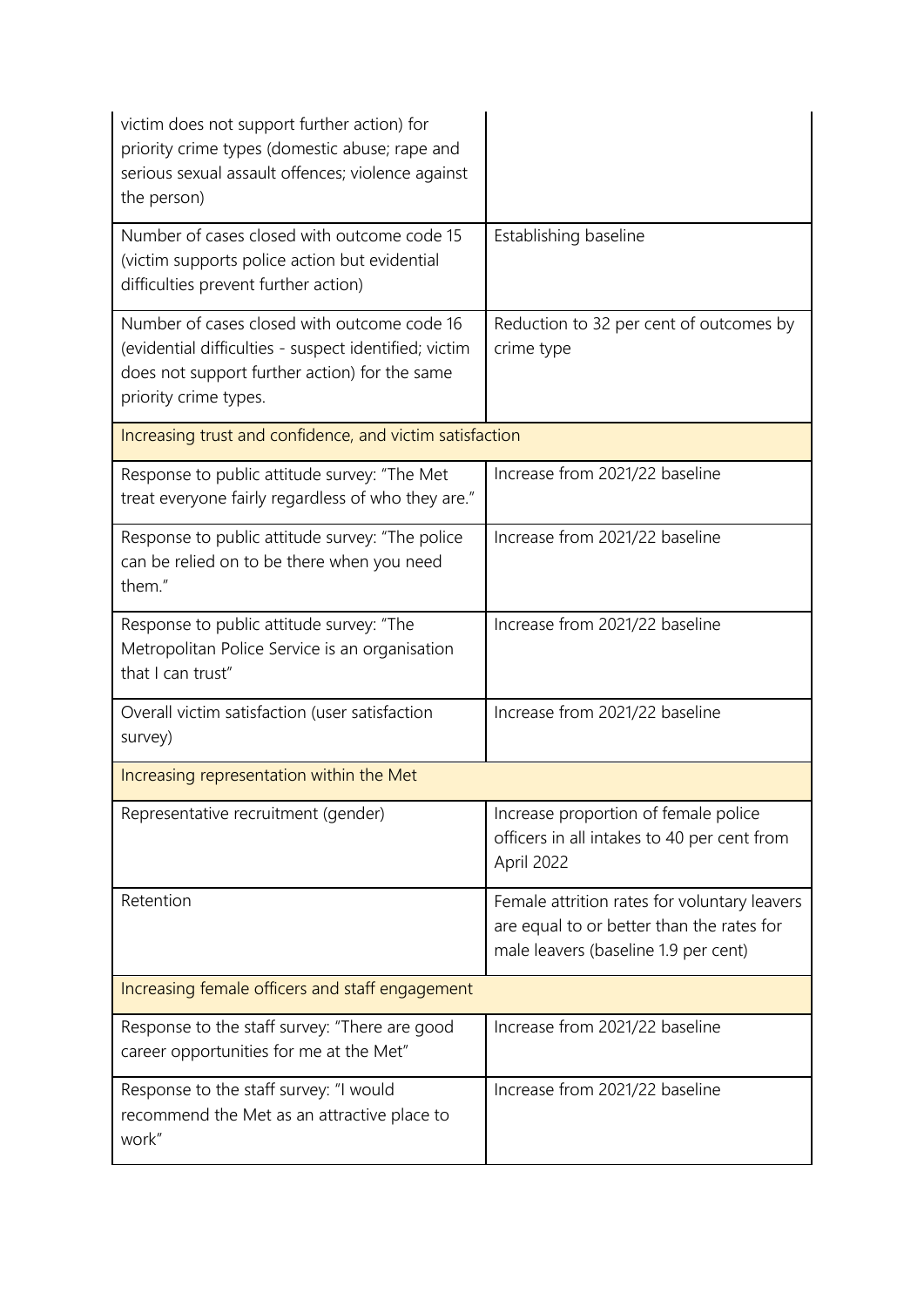| | |
|---|---|
| victim does not support further action) for priority crime types (domestic abuse; rape and serious sexual assault offences; violence against the person) | |
| Number of cases closed with outcome code 15 (victim supports police action but evidential difficulties prevent further action) | Establishing baseline |
| Number of cases closed with outcome code 16 (evidential difficulties - suspect identified; victim does not support further action) for the same priority crime types. | Reduction to 32 per cent of outcomes by crime type |
| Increasing trust and confidence, and victim satisfaction | |
| Response to public attitude survey: "The Met treat everyone fairly regardless of who they are." | Increase from 2021/22 baseline |
| Response to public attitude survey: "The police can be relied on to be there when you need them." | Increase from 2021/22 baseline |
| Response to public attitude survey: "The Metropolitan Police Service is an organisation that I can trust" | Increase from 2021/22 baseline |
| Overall victim satisfaction (user satisfaction survey) | Increase from 2021/22 baseline |
| Increasing representation within the Met | |
| Representative recruitment (gender) | Increase proportion of female police officers in all intakes to 40 per cent from April 2022 |
| Retention | Female attrition rates for voluntary leavers are equal to or better than the rates for male leavers (baseline 1.9 per cent) |
| Increasing female officers and staff engagement | |
| Response to the staff survey: "There are good career opportunities for me at the Met" | Increase from 2021/22 baseline |
| Response to the staff survey: "I would recommend the Met as an attractive place to work" | Increase from 2021/22 baseline |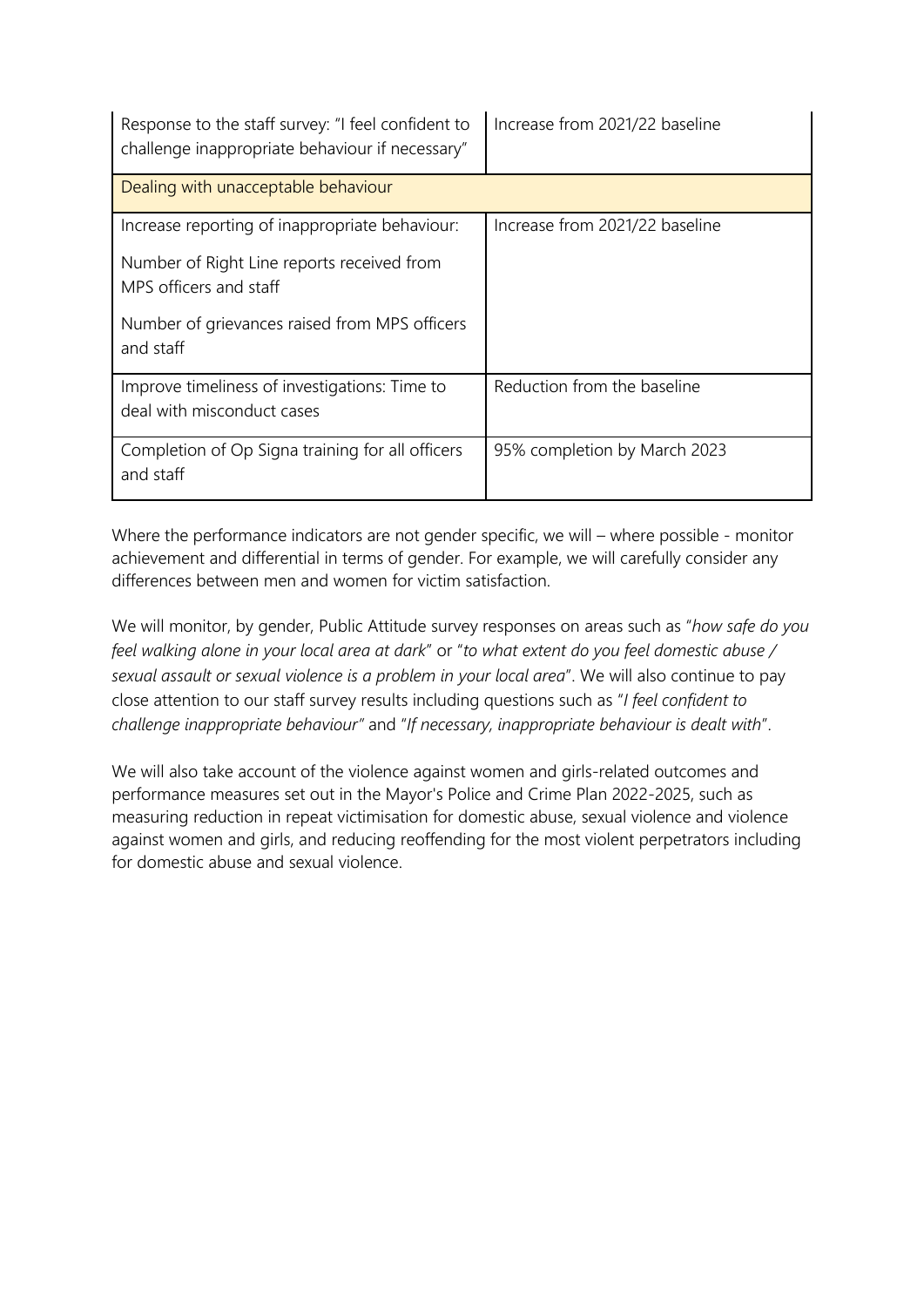| | |
|---|---|
| Response to the staff survey: "I feel confident to challenge inappropriate behaviour if necessary" | Increase from 2021/22 baseline |
| Dealing with unacceptable behaviour | |
| Increase reporting of inappropriate behaviour:<br><br>Number of Right Line reports received from MPS officers and staff<br><br>Number of grievances raised from MPS officers and staff | Increase from 2021/22 baseline |
| Improve timeliness of investigations: Time to deal with misconduct cases | Reduction from the baseline |
| Completion of Op Signa training for all officers and staff | 95% completion by March 2023 |

Where the performance indicators are not gender specific, we will – where possible - monitor achievement and differential in terms of gender. For example, we will carefully consider any differences between men and women for victim satisfaction.

We will monitor, by gender, Public Attitude survey responses on areas such as "*how safe do you feel walking alone in your local area at dark*" or "*to what extent do you feel domestic abuse / sexual assault or sexual violence is a problem in your local area*". We will also continue to pay close attention to our staff survey results including questions such as "*I feel confident to challenge inappropriate behaviour"* and "*If necessary, inappropriate behaviour is dealt with*".

We will also take account of the violence against women and girls-related outcomes and performance measures set out in the Mayor's Police and Crime Plan 2022-2025, such as measuring reduction in repeat victimisation for domestic abuse, sexual violence and violence against women and girls, and reducing reoffending for the most violent perpetrators including for domestic abuse and sexual violence.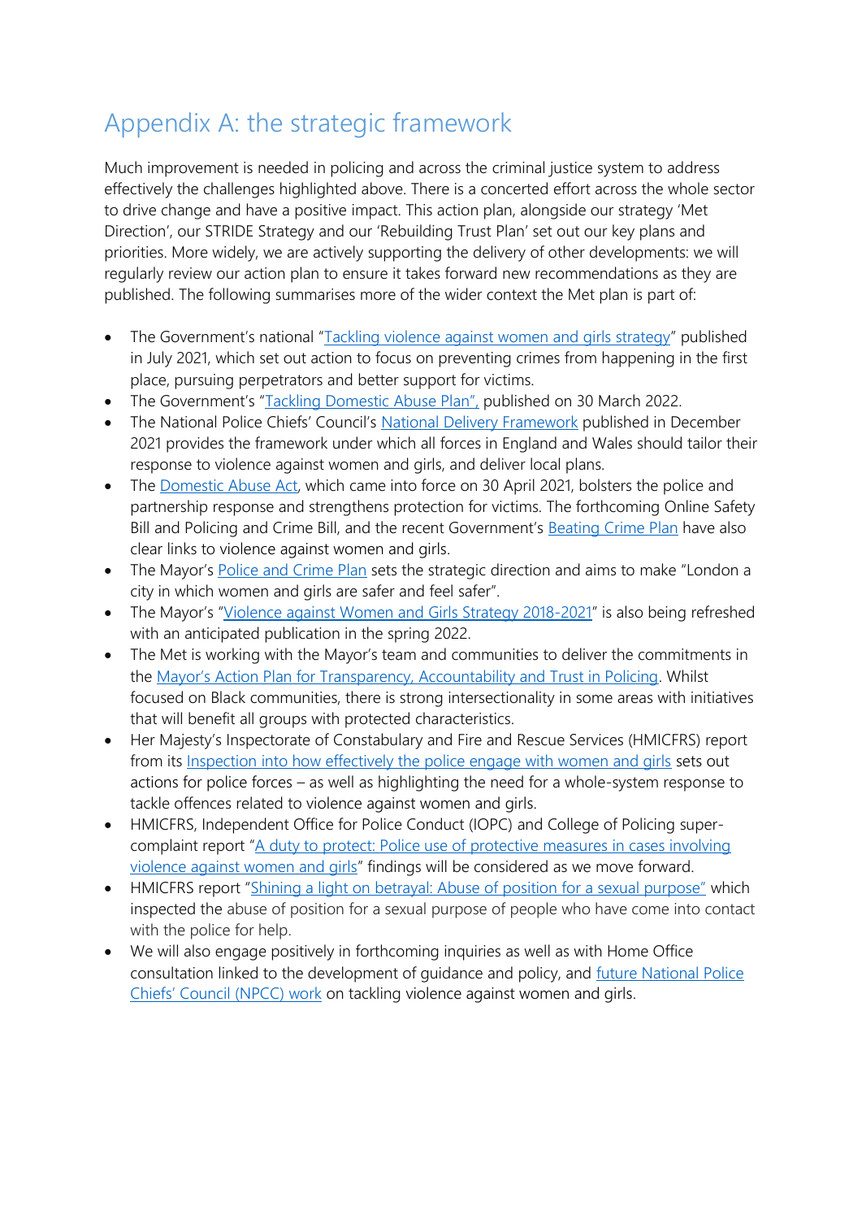# Appendix A: the strategic framework

Much improvement is needed in policing and across the criminal justice system to address effectively the challenges highlighted above. There is a concerted effort across the whole sector to drive change and have a positive impact. This action plan, alongside our strategy 'Met Direction', our STRIDE Strategy and our 'Rebuilding Trust Plan' set out our key plans and priorities. More widely, we are actively supporting the delivery of other developments: we will regularly review our action plan to ensure it takes forward new recommendations as they are published. The following summarises more of the wider context the Met plan is part of:

- The Government's national "Tackling violence against women and girls strategy" published in July 2021, which set out action to focus on preventing crimes from happening in the first place, pursuing perpetrators and better support for victims.
- The Government's "Tackling Domestic Abuse Plan", published on 30 March 2022.
- The National Police Chiefs' Council's National Delivery Framework published in December 2021 provides the framework under which all forces in England and Wales should tailor their response to violence against women and girls, and deliver local plans.
- The Domestic Abuse Act, which came into force on 30 April 2021, bolsters the police and partnership response and strengthens protection for victims. The forthcoming Online Safety Bill and Policing and Crime Bill, and the recent Government's Beating Crime Plan have also clear links to violence against women and girls.
- The Mayor's Police and Crime Plan sets the strategic direction and aims to make "London a city in which women and girls are safer and feel safer".
- The Mayor's "Violence against Women and Girls Strategy 2018-2021" is also being refreshed with an anticipated publication in the spring 2022.
- The Met is working with the Mayor's team and communities to deliver the commitments in the Mayor's Action Plan for Transparency, Accountability and Trust in Policing. Whilst focused on Black communities, there is strong intersectionality in some areas with initiatives that will benefit all groups with protected characteristics.
- Her Majesty's Inspectorate of Constabulary and Fire and Rescue Services (HMICFRS) report from its Inspection into how effectively the police engage with women and girls sets out actions for police forces – as well as highlighting the need for a whole-system response to tackle offences related to violence against women and girls.
- HMICFRS, Independent Office for Police Conduct (IOPC) and College of Policing super-complaint report "A duty to protect: Police use of protective measures in cases involving violence against women and girls" findings will be considered as we move forward.
- HMICFRS report "Shining a light on betrayal: Abuse of position for a sexual purpose" which inspected the abuse of position for a sexual purpose of people who have come into contact with the police for help.
- We will also engage positively in forthcoming inquiries as well as with Home Office consultation linked to the development of guidance and policy, and future National Police Chiefs' Council (NPCC) work on tackling violence against women and girls.